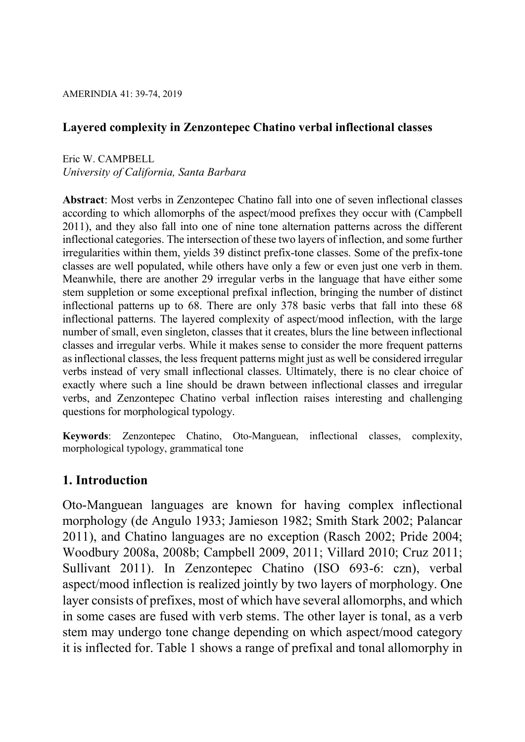# Layered complexity in Zenzontepec Chatino verbal inflectional classes

Eric W. CAMPBELL
*University of California, Santa Barbara*

**Abstract**: Most verbs in Zenzontepec Chatino fall into one of seven inflectional classes according to which allomorphs of the aspect/mood prefixes they occur with (Campbell 2011), and they also fall into one of nine tone alternation patterns across the different inflectional categories. The intersection of these two layers of inflection, and some further irregularities within them, yields 39 distinct prefix-tone classes. Some of the prefix-tone classes are well populated, while others have only a few or even just one verb in them. Meanwhile, there are another 29 irregular verbs in the language that have either some stem suppletion or some exceptional prefixal inflection, bringing the number of distinct inflectional patterns up to 68. There are only 378 basic verbs that fall into these 68 inflectional patterns. The layered complexity of aspect/mood inflection, with the large number of small, even singleton, classes that it creates, blurs the line between inflectional classes and irregular verbs. While it makes sense to consider the more frequent patterns as inflectional classes, the less frequent patterns might just as well be considered irregular verbs instead of very small inflectional classes. Ultimately, there is no clear choice of exactly where such a line should be drawn between inflectional classes and irregular verbs, and Zenzontepec Chatino verbal inflection raises interesting and challenging questions for morphological typology.

**Keywords**: Zenzontepec Chatino, Oto-Manguean, inflectional classes, complexity, morphological typology, grammatical tone

## 1. Introduction

Oto-Manguean languages are known for having complex inflectional morphology (de Angulo 1933; Jamieson 1982; Smith Stark 2002; Palancar 2011), and Chatino languages are no exception (Rasch 2002; Pride 2004; Woodbury 2008a, 2008b; Campbell 2009, 2011; Villard 2010; Cruz 2011; Sullivant 2011). In Zenzontepec Chatino (ISO 693-6: czn), verbal aspect/mood inflection is realized jointly by two layers of morphology. One layer consists of prefixes, most of which have several allomorphs, and which in some cases are fused with verb stems. The other layer is tonal, as a verb stem may undergo tone change depending on which aspect/mood category it is inflected for. Table 1 shows a range of prefixal and tonal allomorphy in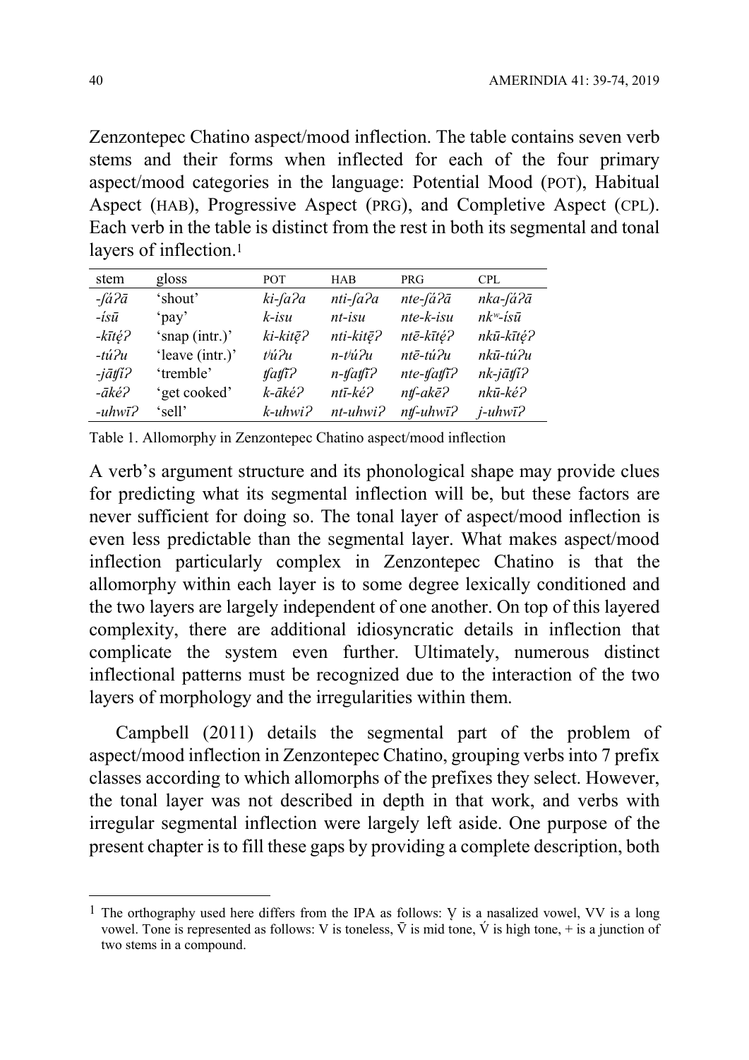Zenzontepec Chatino aspect/mood inflection. The table contains seven verb stems and their forms when inflected for each of the four primary aspect/mood categories in the language: Potential Mood (POT), Habitual Aspect (HAB), Progressive Aspect (PRG), and Completive Aspect (CPL). Each verb in the table is distinct from the rest in both its segmental and tonal layers of inflection.[1]

| stem | gloss | POT | HAB | PRG | CPL |
|---|---|---|---|---|---|
| *-ʃáʔā* | 'shout' | *ki-ʃaʔa* | *nti-ʃaʔa* | *nte-ʃáʔā* | *nka-ʃáʔā* |
| *-ísū* | 'pay' | *k-isu* | *nt-isu* | *nte-k-isu* | *nkʷ-ísū* |
| *-kītę́ʔ* | 'snap (intr.)' | *ki-kitę̄ʔ* | *nti-kitę̄ʔ* | *ntē-kītę́ʔ* | *nkū-kītę́ʔ* |
| *-túʔu* | 'leave (intr.)' | *tʲúʔu* | *n-tʲúʔu* | *ntē-túʔu* | *nkū-túʔu* |
| *-jāʧíʔ* | 'tremble' | *ʧaʧīʔ* | *n-ʧaʧīʔ* | *nte-ʧaʧīʔ* | *nk-jāʧíʔ* |
| *-ākéʔ* | 'get cooked' | *k-ākéʔ* | *ntī-kéʔ* | *nʧ-akēʔ* | *nkū-kéʔ* |
| *-uhwīʔ* | 'sell' | *k-uhwiʔ* | *nt-uhwiʔ* | *nʧ-uhwīʔ* | *j-uhwīʔ* |

Table 1. Allomorphy in Zenzontepec Chatino aspect/mood inflection

A verb's argument structure and its phonological shape may provide clues for predicting what its segmental inflection will be, but these factors are never sufficient for doing so. The tonal layer of aspect/mood inflection is even less predictable than the segmental layer. What makes aspect/mood inflection particularly complex in Zenzontepec Chatino is that the allomorphy within each layer is to some degree lexically conditioned and the two layers are largely independent of one another. On top of this layered complexity, there are additional idiosyncratic details in inflection that complicate the system even further. Ultimately, numerous distinct inflectional patterns must be recognized due to the interaction of the two layers of morphology and the irregularities within them.

Campbell (2011) details the segmental part of the problem of aspect/mood inflection in Zenzontepec Chatino, grouping verbs into 7 prefix classes according to which allomorphs of the prefixes they select. However, the tonal layer was not described in depth in that work, and verbs with irregular segmental inflection were largely left aside. One purpose of the present chapter is to fill these gaps by providing a complete description, both

[1] The orthography used here differs from the IPA as follows: V̧ is a nasalized vowel, VV is a long vowel. Tone is represented as follows: V is toneless, V̄ is mid tone, V́ is high tone, + is a junction of two stems in a compound.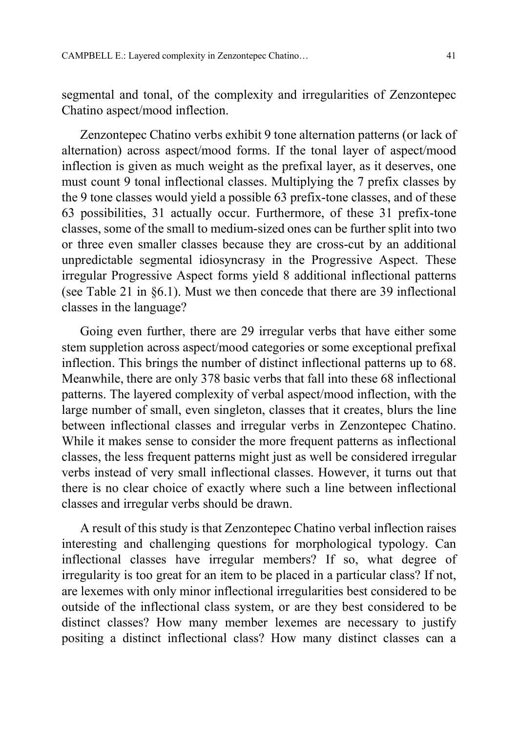segmental and tonal, of the complexity and irregularities of Zenzontepec Chatino aspect/mood inflection.

Zenzontepec Chatino verbs exhibit 9 tone alternation patterns (or lack of alternation) across aspect/mood forms. If the tonal layer of aspect/mood inflection is given as much weight as the prefixal layer, as it deserves, one must count 9 tonal inflectional classes. Multiplying the 7 prefix classes by the 9 tone classes would yield a possible 63 prefix-tone classes, and of these 63 possibilities, 31 actually occur. Furthermore, of these 31 prefix-tone classes, some of the small to medium-sized ones can be further split into two or three even smaller classes because they are cross-cut by an additional unpredictable segmental idiosyncrasy in the Progressive Aspect. These irregular Progressive Aspect forms yield 8 additional inflectional patterns (see Table 21 in §6.1). Must we then concede that there are 39 inflectional classes in the language?

Going even further, there are 29 irregular verbs that have either some stem suppletion across aspect/mood categories or some exceptional prefixal inflection. This brings the number of distinct inflectional patterns up to 68. Meanwhile, there are only 378 basic verbs that fall into these 68 inflectional patterns. The layered complexity of verbal aspect/mood inflection, with the large number of small, even singleton, classes that it creates, blurs the line between inflectional classes and irregular verbs in Zenzontepec Chatino. While it makes sense to consider the more frequent patterns as inflectional classes, the less frequent patterns might just as well be considered irregular verbs instead of very small inflectional classes. However, it turns out that there is no clear choice of exactly where such a line between inflectional classes and irregular verbs should be drawn.

A result of this study is that Zenzontepec Chatino verbal inflection raises interesting and challenging questions for morphological typology. Can inflectional classes have irregular members? If so, what degree of irregularity is too great for an item to be placed in a particular class? If not, are lexemes with only minor inflectional irregularities best considered to be outside of the inflectional class system, or are they best considered to be distinct classes? How many member lexemes are necessary to justify positing a distinct inflectional class? How many distinct classes can a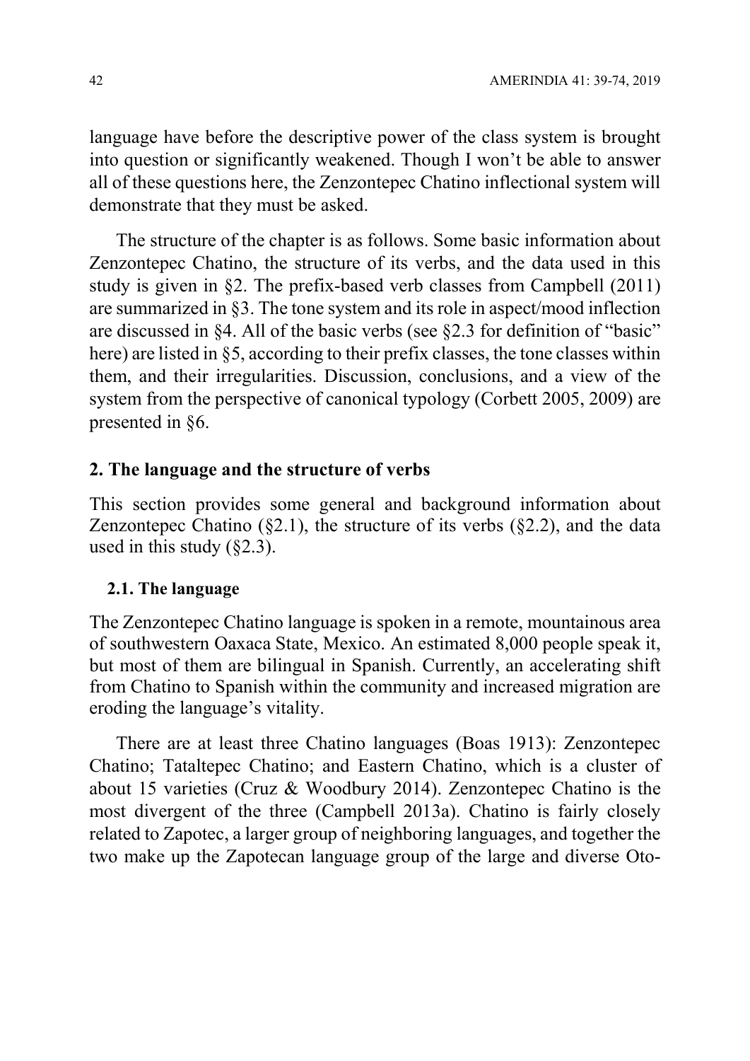language have before the descriptive power of the class system is brought into question or significantly weakened. Though I won't be able to answer all of these questions here, the Zenzontepec Chatino inflectional system will demonstrate that they must be asked.

The structure of the chapter is as follows. Some basic information about Zenzontepec Chatino, the structure of its verbs, and the data used in this study is given in §2. The prefix-based verb classes from Campbell (2011) are summarized in §3. The tone system and its role in aspect/mood inflection are discussed in §4. All of the basic verbs (see §2.3 for definition of "basic" here) are listed in §5, according to their prefix classes, the tone classes within them, and their irregularities. Discussion, conclusions, and a view of the system from the perspective of canonical typology (Corbett 2005, 2009) are presented in §6.

## 2. The language and the structure of verbs

This section provides some general and background information about Zenzontepec Chatino (§2.1), the structure of its verbs (§2.2), and the data used in this study (§2.3).

### 2.1. The language

The Zenzontepec Chatino language is spoken in a remote, mountainous area of southwestern Oaxaca State, Mexico. An estimated 8,000 people speak it, but most of them are bilingual in Spanish. Currently, an accelerating shift from Chatino to Spanish within the community and increased migration are eroding the language's vitality.

There are at least three Chatino languages (Boas 1913): Zenzontepec Chatino; Tataltepec Chatino; and Eastern Chatino, which is a cluster of about 15 varieties (Cruz & Woodbury 2014). Zenzontepec Chatino is the most divergent of the three (Campbell 2013a). Chatino is fairly closely related to Zapotec, a larger group of neighboring languages, and together the two make up the Zapotecan language group of the large and diverse Oto-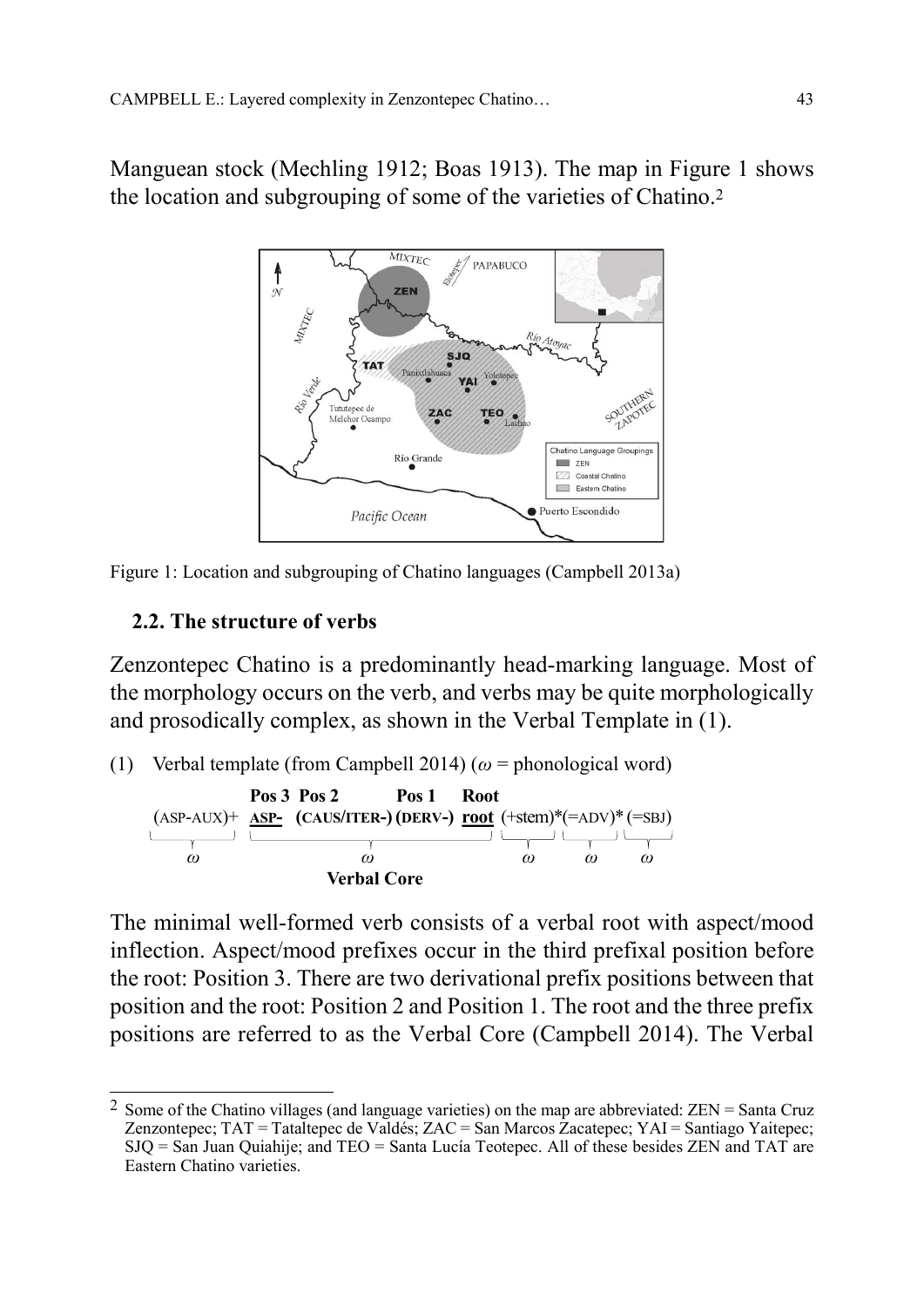Manguean stock (Mechling 1912; Boas 1913). The map in Figure 1 shows the location and subgrouping of some of the varieties of Chatino.[2]

Figure 1: Location and subgrouping of Chatino languages (Campbell 2013a)

### 2.2. The structure of verbs

Zenzontepec Chatino is a predominantly head-marking language. Most of the morphology occurs on the verb, and verbs may be quite morphologically and prosodically complex, as shown in the Verbal Template in (1).

(1) Verbal template (from Campbell 2014) ($\omega$ = phonological word)

|  | Pos 3 | Pos 2 | Pos 1 | Root |  |  |  |
|---|---|---|---|---|---|---|---|
| (ASP-AUX)+ | **ASP-** | **(CAUS/ITER-)** | **(DERV-)** | **root** | (+stem)* | (=ADV)* | (=SBJ) |
| $\omega$ | $\omega$ |  |  |  | $\omega$ | $\omega$ | $\omega$ |
|  | **Verbal Core** |  |  |  |  |  |  |

The minimal well-formed verb consists of a verbal root with aspect/mood inflection. Aspect/mood prefixes occur in the third prefixal position before the root: Position 3. There are two derivational prefix positions between that position and the root: Position 2 and Position 1. The root and the three prefix positions are referred to as the Verbal Core (Campbell 2014). The Verbal

[2] Some of the Chatino villages (and language varieties) on the map are abbreviated: ZEN = Santa Cruz Zenzontepec; TAT = Tataltepec de Valdés; ZAC = San Marcos Zacatepec; YAI = Santiago Yaitepec; SJQ = San Juan Quiahije; and TEO = Santa Lucía Teotepec. All of these besides ZEN and TAT are Eastern Chatino varieties.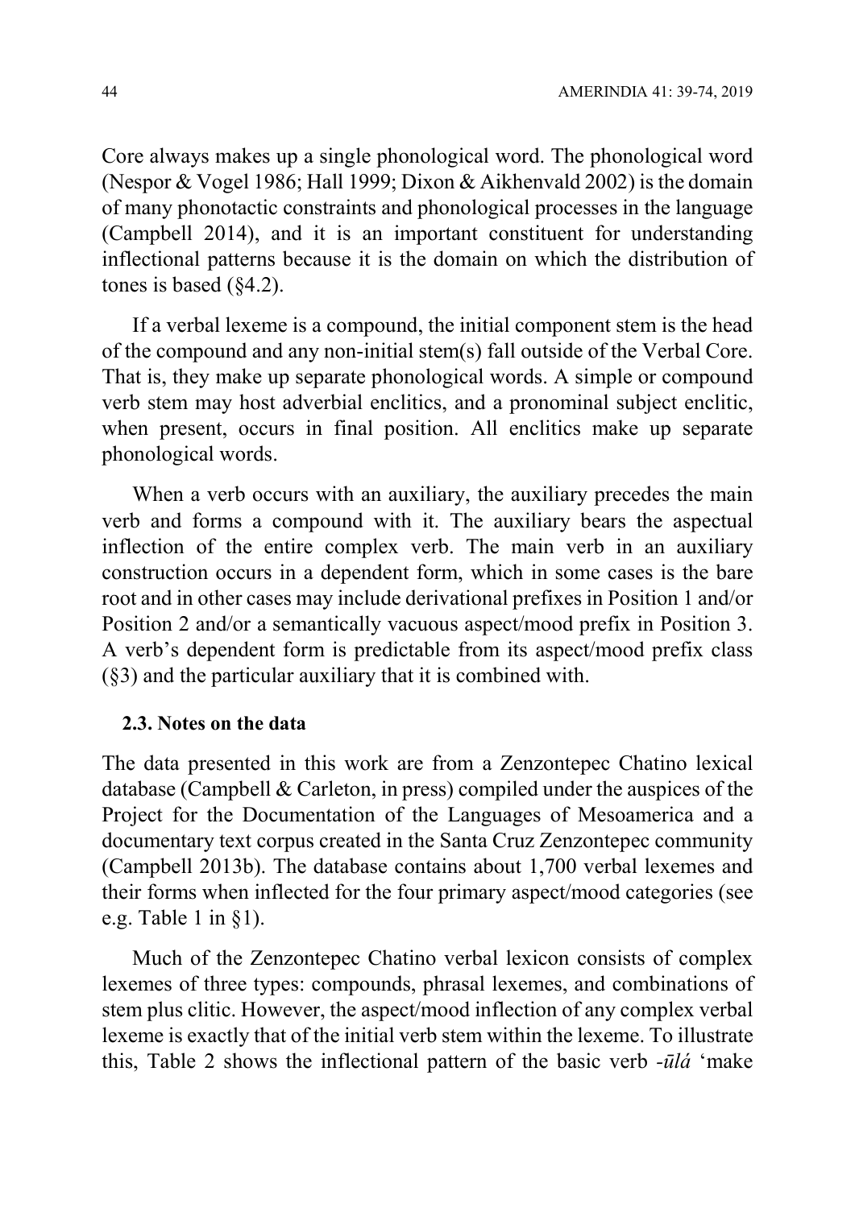Core always makes up a single phonological word. The phonological word (Nespor & Vogel 1986; Hall 1999; Dixon & Aikhenvald 2002) is the domain of many phonotactic constraints and phonological processes in the language (Campbell 2014), and it is an important constituent for understanding inflectional patterns because it is the domain on which the distribution of tones is based (§4.2).

If a verbal lexeme is a compound, the initial component stem is the head of the compound and any non-initial stem(s) fall outside of the Verbal Core. That is, they make up separate phonological words. A simple or compound verb stem may host adverbial enclitics, and a pronominal subject enclitic, when present, occurs in final position. All enclitics make up separate phonological words.

When a verb occurs with an auxiliary, the auxiliary precedes the main verb and forms a compound with it. The auxiliary bears the aspectual inflection of the entire complex verb. The main verb in an auxiliary construction occurs in a dependent form, which in some cases is the bare root and in other cases may include derivational prefixes in Position 1 and/or Position 2 and/or a semantically vacuous aspect/mood prefix in Position 3. A verb's dependent form is predictable from its aspect/mood prefix class (§3) and the particular auxiliary that it is combined with.

### 2.3. Notes on the data

The data presented in this work are from a Zenzontepec Chatino lexical database (Campbell & Carleton, in press) compiled under the auspices of the Project for the Documentation of the Languages of Mesoamerica and a documentary text corpus created in the Santa Cruz Zenzontepec community (Campbell 2013b). The database contains about 1,700 verbal lexemes and their forms when inflected for the four primary aspect/mood categories (see e.g. Table 1 in §1).

Much of the Zenzontepec Chatino verbal lexicon consists of complex lexemes of three types: compounds, phrasal lexemes, and combinations of stem plus clitic. However, the aspect/mood inflection of any complex verbal lexeme is exactly that of the initial verb stem within the lexeme. To illustrate this, Table 2 shows the inflectional pattern of the basic verb *-ūlá* 'make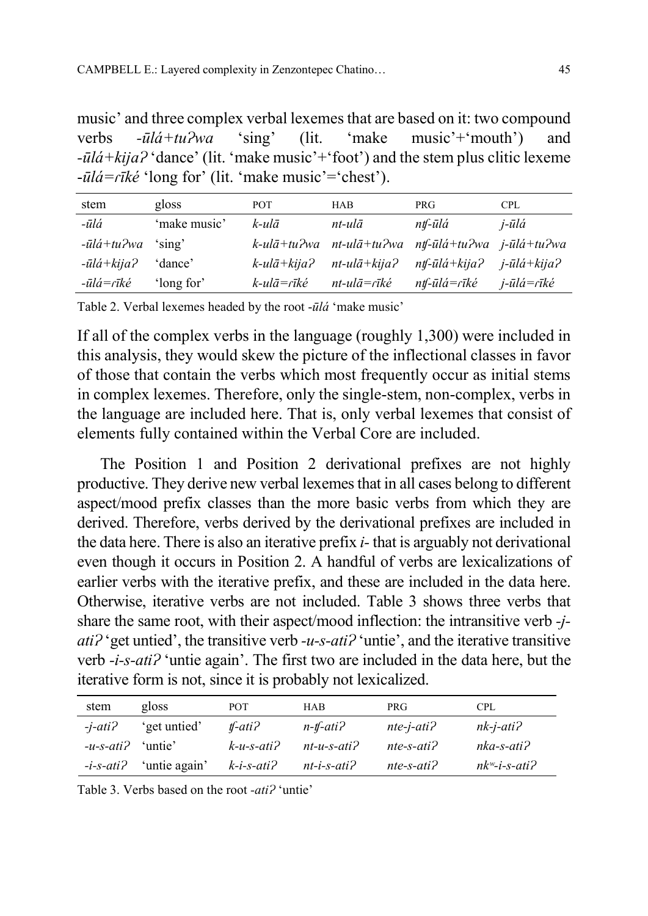music' and three complex verbal lexemes that are based on it: two compound verbs *-ūlá+tuʔwa* 'sing' (lit. 'make music'+'mouth') and *-ūlá+kijaʔ* 'dance' (lit. 'make music'+'foot') and the stem plus clitic lexeme *-ūlá=rīké* 'long for' (lit. 'make music'='chest').

| stem | gloss | POT | HAB | PRG | CPL |
|---|---|---|---|---|---|
| *-ūlá* | 'make music' | *k-ulā* | *nt-ulā* | *nʧ-ūlá* | *j-ūlá* |
| *-ūlá+tuʔwa* | 'sing' | *k-ulā+tuʔwa* | *nt-ulā+tuʔwa* | *nʧ-ūlá+tuʔwa* | *j-ūlá+tuʔwa* |
| *-ūlá+kijaʔ* | 'dance' | *k-ulā+kijaʔ* | *nt-ulā+kijaʔ* | *nʧ-ūlá+kijaʔ* | *j-ūlá+kijaʔ* |
| *-ūlá=rīké* | 'long for' | *k-ulā=rīké* | *nt-ulā=rīké* | *nʧ-ūlá=rīké* | *j-ūlá=rīké* |

Table 2. Verbal lexemes headed by the root *-ūlá* 'make music'

If all of the complex verbs in the language (roughly 1,300) were included in this analysis, they would skew the picture of the inflectional classes in favor of those that contain the verbs which most frequently occur as initial stems in complex lexemes. Therefore, only the single-stem, non-complex, verbs in the language are included here. That is, only verbal lexemes that consist of elements fully contained within the Verbal Core are included.

The Position 1 and Position 2 derivational prefixes are not highly productive. They derive new verbal lexemes that in all cases belong to different aspect/mood prefix classes than the more basic verbs from which they are derived. Therefore, verbs derived by the derivational prefixes are included in the data here. There is also an iterative prefix *i-* that is arguably not derivational even though it occurs in Position 2. A handful of verbs are lexicalizations of earlier verbs with the iterative prefix, and these are included in the data here. Otherwise, iterative verbs are not included. Table 3 shows three verbs that share the same root, with their aspect/mood inflection: the intransitive verb *-j-atiʔ* 'get untied', the transitive verb *-u-s-atiʔ* 'untie', and the iterative transitive verb *-i-s-atiʔ* 'untie again'. The first two are included in the data here, but the iterative form is not, since it is probably not lexicalized.

| stem | gloss | POT | HAB | PRG | CPL |
|---|---|---|---|---|---|
| *-j-atiʔ* | 'get untied' | *ʧ-atiʔ* | *n-ʧ-atiʔ* | *nte-j-atiʔ* | *nk-j-atiʔ* |
| *-u-s-atiʔ* | 'untie' | *k-u-s-atiʔ* | *nt-u-s-atiʔ* | *nte-s-atiʔ* | *nka-s-atiʔ* |
| *-i-s-atiʔ* | 'untie again' | *k-i-s-atiʔ* | *nt-i-s-atiʔ* | *nte-s-atiʔ* | *nkʷ-i-s-atiʔ* |

Table 3. Verbs based on the root *-atiʔ* 'untie'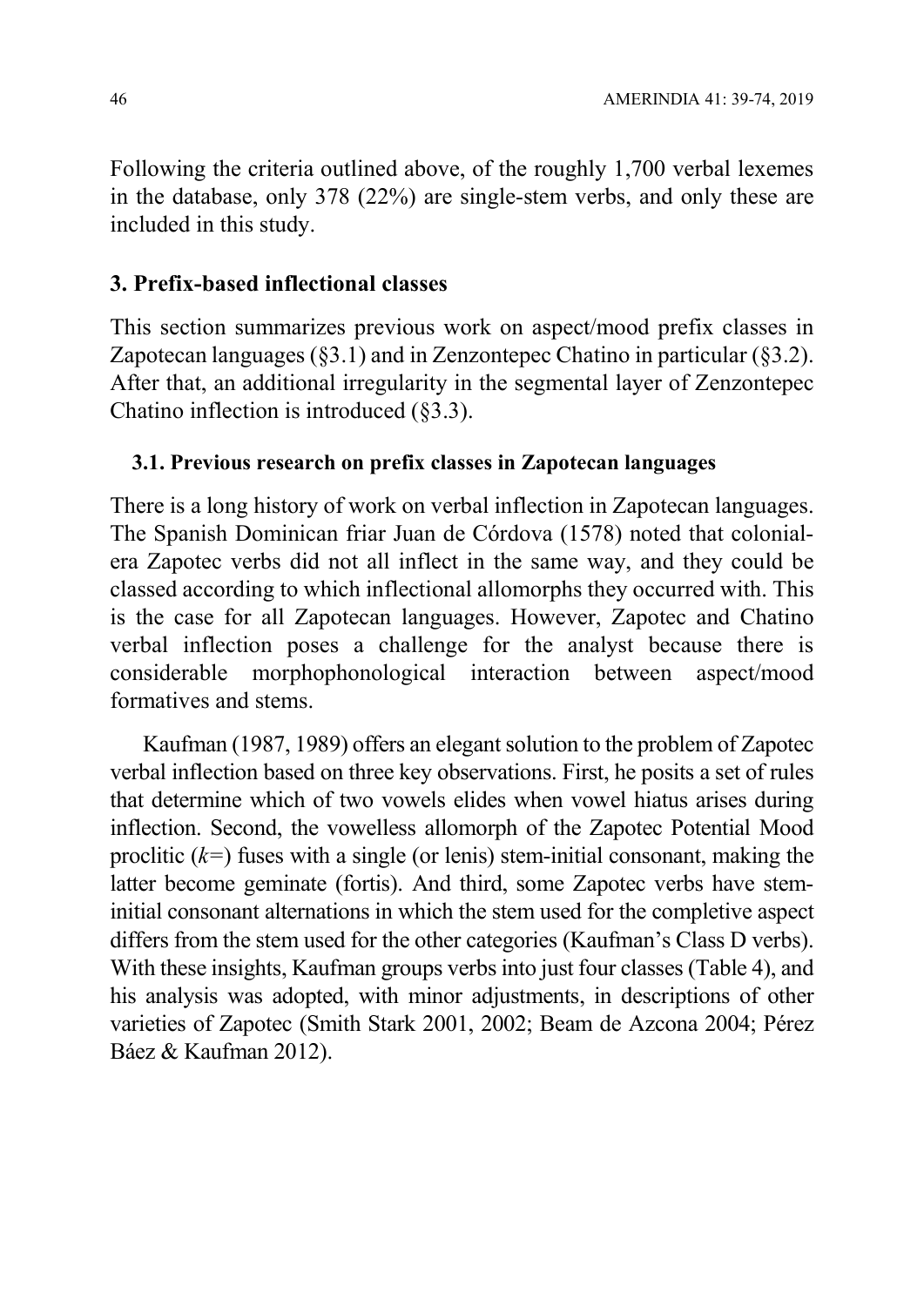Following the criteria outlined above, of the roughly 1,700 verbal lexemes in the database, only 378 (22%) are single-stem verbs, and only these are included in this study.

## 3. Prefix-based inflectional classes

This section summarizes previous work on aspect/mood prefix classes in Zapotecan languages (§3.1) and in Zenzontepec Chatino in particular (§3.2). After that, an additional irregularity in the segmental layer of Zenzontepec Chatino inflection is introduced (§3.3).

### 3.1. Previous research on prefix classes in Zapotecan languages

There is a long history of work on verbal inflection in Zapotecan languages. The Spanish Dominican friar Juan de Córdova (1578) noted that colonial-era Zapotec verbs did not all inflect in the same way, and they could be classed according to which inflectional allomorphs they occurred with. This is the case for all Zapotecan languages. However, Zapotec and Chatino verbal inflection poses a challenge for the analyst because there is considerable morphophonological interaction between aspect/mood formatives and stems.

Kaufman (1987, 1989) offers an elegant solution to the problem of Zapotec verbal inflection based on three key observations. First, he posits a set of rules that determine which of two vowels elides when vowel hiatus arises during inflection. Second, the vowelless allomorph of the Zapotec Potential Mood proclitic (*k=*) fuses with a single (or lenis) stem-initial consonant, making the latter become geminate (fortis). And third, some Zapotec verbs have stem-initial consonant alternations in which the stem used for the completive aspect differs from the stem used for the other categories (Kaufman's Class D verbs). With these insights, Kaufman groups verbs into just four classes (Table 4), and his analysis was adopted, with minor adjustments, in descriptions of other varieties of Zapotec (Smith Stark 2001, 2002; Beam de Azcona 2004; Pérez Báez & Kaufman 2012).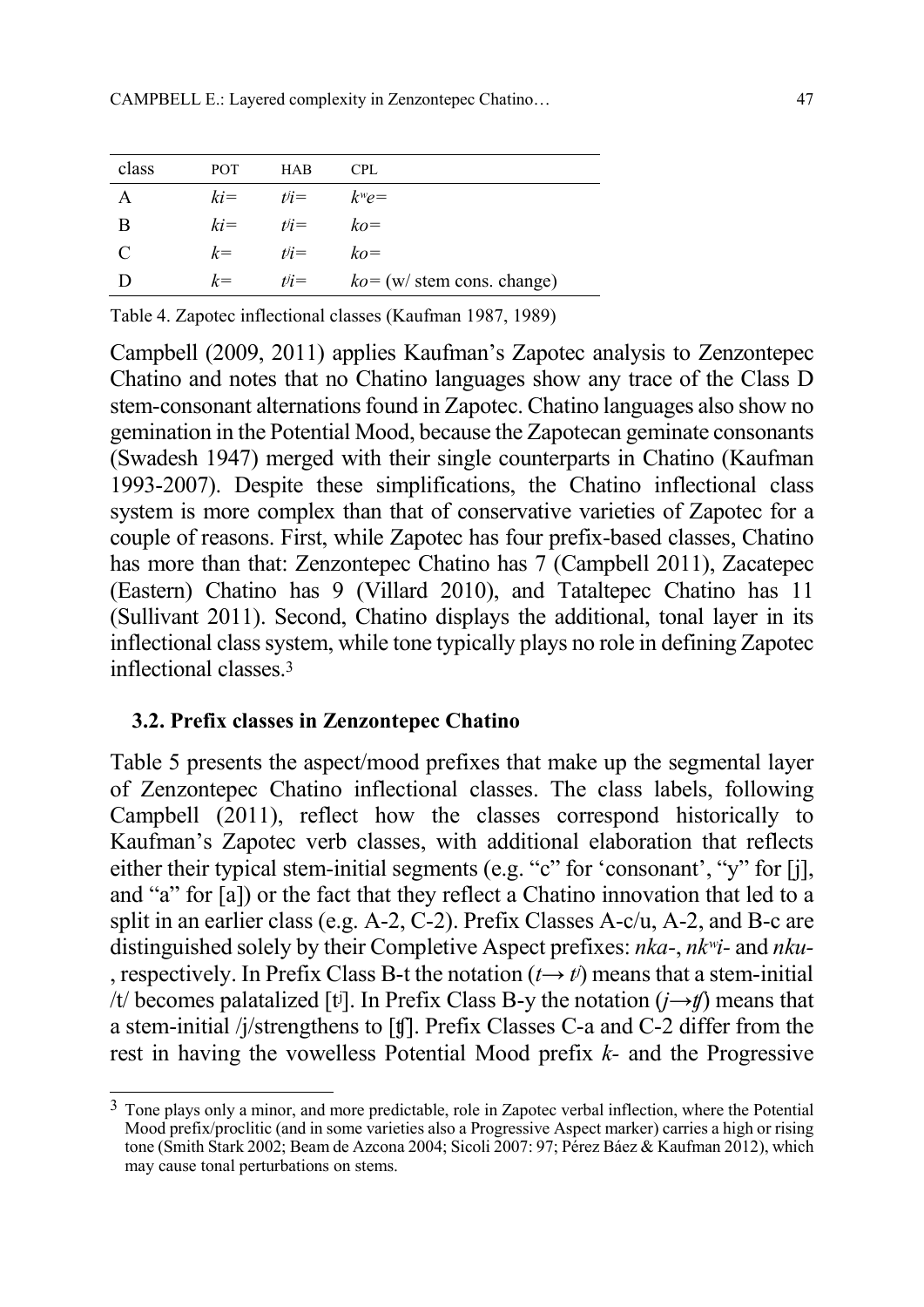| class | POT | HAB | CPL |
|---|---|---|---|
| A | *ki=* | *tʲi=* | *kʷe=* |
| B | *ki=* | *tʲi=* | *ko=* |
| C | *k=* | *tʲi=* | *ko=* |
| D | *k=* | *tʲi=* | *ko=* (w/ stem cons. change) |

Table 4. Zapotec inflectional classes (Kaufman 1987, 1989)

Campbell (2009, 2011) applies Kaufman's Zapotec analysis to Zenzontepec Chatino and notes that no Chatino languages show any trace of the Class D stem-consonant alternations found in Zapotec. Chatino languages also show no gemination in the Potential Mood, because the Zapotecan geminate consonants (Swadesh 1947) merged with their single counterparts in Chatino (Kaufman 1993-2007). Despite these simplifications, the Chatino inflectional class system is more complex than that of conservative varieties of Zapotec for a couple of reasons. First, while Zapotec has four prefix-based classes, Chatino has more than that: Zenzontepec Chatino has 7 (Campbell 2011), Zacatepec (Eastern) Chatino has 9 (Villard 2010), and Tataltepec Chatino has 11 (Sullivant 2011). Second, Chatino displays the additional, tonal layer in its inflectional class system, while tone typically plays no role in defining Zapotec inflectional classes.[3]

### 3.2. Prefix classes in Zenzontepec Chatino

Table 5 presents the aspect/mood prefixes that make up the segmental layer of Zenzontepec Chatino inflectional classes. The class labels, following Campbell (2011), reflect how the classes correspond historically to Kaufman's Zapotec verb classes, with additional elaboration that reflects either their typical stem-initial segments (e.g. "c" for 'consonant', "y" for [j], and "a" for [a]) or the fact that they reflect a Chatino innovation that led to a split in an earlier class (e.g. A-2, C-2). Prefix Classes A-c/u, A-2, and B-c are distinguished solely by their Completive Aspect prefixes: *nka-*, *nkʷi-* and *nku-*, respectively. In Prefix Class B-t the notation (*t→ tʲ*) means that a stem-initial /t/ becomes palatalized [tʲ]. In Prefix Class B-y the notation (*j→ʧ*) means that a stem-initial /j/strengthens to [ʧ]. Prefix Classes C-a and C-2 differ from the rest in having the vowelless Potential Mood prefix *k-* and the Progressive

[3] Tone plays only a minor, and more predictable, role in Zapotec verbal inflection, where the Potential Mood prefix/proclitic (and in some varieties also a Progressive Aspect marker) carries a high or rising tone (Smith Stark 2002; Beam de Azcona 2004; Sicoli 2007: 97; Pérez Báez & Kaufman 2012), which may cause tonal perturbations on stems.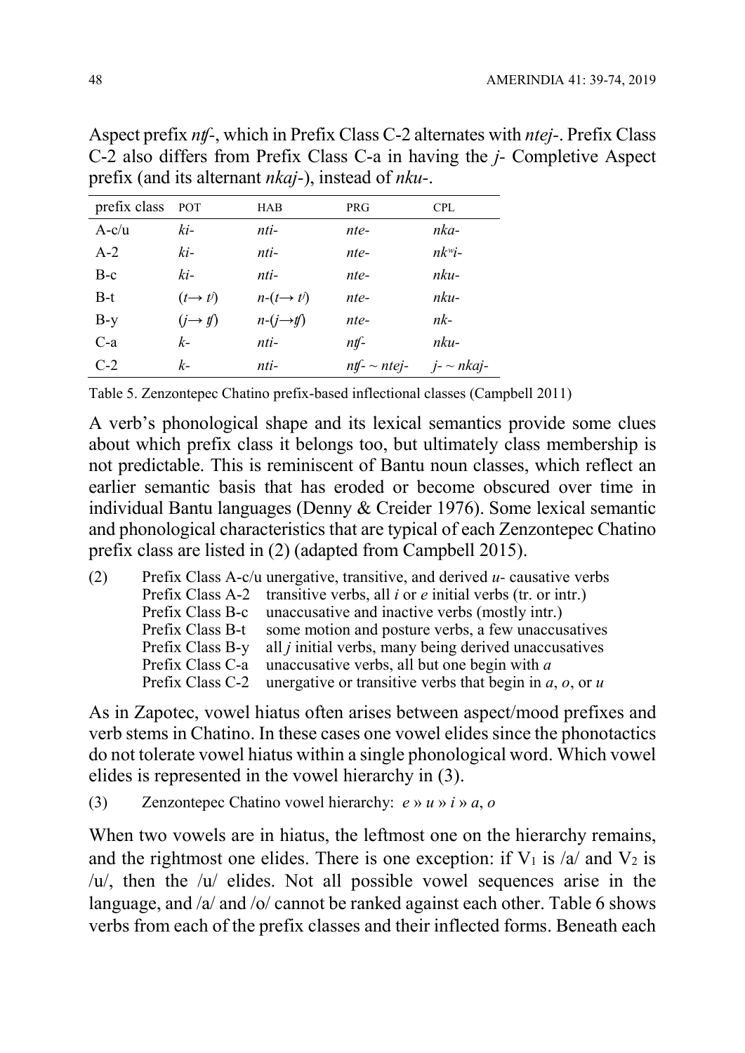Aspect prefix *nʧ-*, which in Prefix Class C-2 alternates with *ntej-*. Prefix Class C-2 also differs from Prefix Class C-a in having the *j-* Completive Aspect prefix (and its alternant *nkaj-*), instead of *nku-*.

| prefix class | POT | HAB | PRG | CPL |
|---|---|---|---|---|
| A-c/u | *ki-* | *nti-* | *nte-* | *nka-* |
| A-2 | *ki-* | *nti-* | *nte-* | *nkʷi-* |
| B-c | *ki-* | *nti-* | *nte-* | *nku-* |
| B-t | (*t*→ *tʲ*) | *n*-(*t*→ *tʲ*) | *nte-* | *nku-* |
| B-y | (*j*→ *ʧ*) | *n*-(*j*→*ʧ*) | *nte-* | *nk-* |
| C-a | *k-* | *nti-* | *nʧ-* | *nku-* |
| C-2 | *k-* | *nti-* | *nʧ-* ~ *ntej-* | *j-* ~ *nkaj-* |

Table 5. Zenzontepec Chatino prefix-based inflectional classes (Campbell 2011)

A verb's phonological shape and its lexical semantics provide some clues about which prefix class it belongs too, but ultimately class membership is not predictable. This is reminiscent of Bantu noun classes, which reflect an earlier semantic basis that has eroded or become obscured over time in individual Bantu languages (Denny & Creider 1976). Some lexical semantic and phonological characteristics that are typical of each Zenzontepec Chatino prefix class are listed in (2) (adapted from Campbell 2015).

(2)
- Prefix Class A-c/u unergative, transitive, and derived *u-* causative verbs
- Prefix Class A-2 transitive verbs, all *i* or *e* initial verbs (tr. or intr.)
- Prefix Class B-c unaccusative and inactive verbs (mostly intr.)
- Prefix Class B-t some motion and posture verbs, a few unaccusatives
- Prefix Class B-y all *j* initial verbs, many being derived unaccusatives
- Prefix Class C-a unaccusative verbs, all but one begin with *a*
- Prefix Class C-2 unergative or transitive verbs that begin in *a*, *o*, or *u*

As in Zapotec, vowel hiatus often arises between aspect/mood prefixes and verb stems in Chatino. In these cases one vowel elides since the phonotactics do not tolerate vowel hiatus within a single phonological word. Which vowel elides is represented in the vowel hierarchy in (3).

(3) Zenzontepec Chatino vowel hierarchy: *e* » *u* » *i* » *a*, *o*

When two vowels are in hiatus, the leftmost one on the hierarchy remains, and the rightmost one elides. There is one exception: if $V_1$ is /a/ and $V_2$ is /u/, then the /u/ elides. Not all possible vowel sequences arise in the language, and /a/ and /o/ cannot be ranked against each other. Table 6 shows verbs from each of the prefix classes and their inflected forms. Beneath each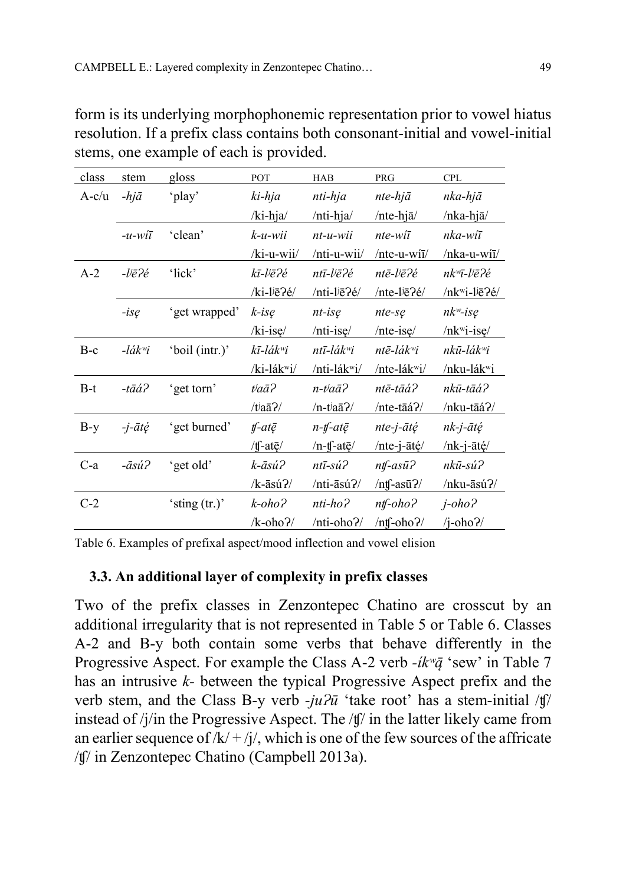form is its underlying morphophonemic representation prior to vowel hiatus resolution. If a prefix class contains both consonant-initial and vowel-initial stems, one example of each is provided.

| class | stem | gloss | POT | HAB | PRG | CPL |
|---|---|---|---|---|---|---|
| A-c/u | *-hjā* | 'play' | *ki-hja* | *nti-hja* | *nte-hjā* | *nka-hjā* |
| | | | /ki-hja/ | /nti-hja/ | /nte-hjā/ | /nka-hjā/ |
| | *-u-wīī* | 'clean' | *k-u-wii* | *nt-u-wii* | *nte-wīī* | *nka-wīī* |
| | | | /ki-u-wii/ | /nti-u-wii/ | /nte-u-wīī/ | /nka-u-wīī/ |
| A-2 | *-lʲēʔé* | 'lick' | *kī-lʲēʔé* | *ntī-lʲēʔé* | *ntē-lʲēʔé* | *nkʷī-lʲēʔé* |
| | | | /ki-lʲēʔé/ | /nti-lʲēʔé/ | /nte-lʲēʔé/ | /nkʷi-lʲēʔé/ |
| | *-isę* | 'get wrapped' | *k-isę* | *nt-isę* | *nte-sę* | *nkʷ-isę* |
| | | | /ki-isę/ | /nti-isę/ | /nte-isę/ | /nkʷi-isę/ |
| B-c | *-lákʷi* | 'boil (intr.)' | *kī-lákʷi* | *ntī-lákʷi* | *ntē-lákʷi* | *nkū-lákʷi* |
| | | | /ki-lákʷi/ | /nti-lákʷi/ | /nte-lákʷi/ | /nku-lákʷi |
| B-t | *-tāáʔ* | 'get torn' | *tʲaāʔ* | *n-tʲaāʔ* | *ntē-tāáʔ* | *nkū-tāáʔ* |
| | | | /tʲaāʔ/ | /n-tʲaāʔ/ | /nte-tāáʔ/ | /nku-tāáʔ/ |
| B-y | *-j-ātę́* | 'get burned' | *ʧ-atę̄* | *n-ʧ-atę̄* | *nte-j-ātę́* | *nk-j-ātę́* |
| | | | /ʧ-atę̄/ | /n-ʧ-atę̄/ | /nte-j-ātę́/ | /nk-j-ātę́/ |
| C-a | *-āsúʔ* | 'get old' | *k-āsúʔ* | *ntī-súʔ* | *nʧ-asūʔ* | *nkū-súʔ* |
| | | | /k-āsúʔ/ | /nti-āsúʔ/ | /nʧ-asūʔ/ | /nku-āsúʔ/ |
| C-2 | | 'sting (tr.)' | *k-ohoʔ* | *nti-hoʔ* | *nʧ-ohoʔ* | *j-ohoʔ* |
| | | | /k-ohoʔ/ | /nti-ohoʔ/ | /nʧ-ohoʔ/ | /j-ohoʔ/ |

Table 6. Examples of prefixal aspect/mood inflection and vowel elision

### 3.3. An additional layer of complexity in prefix classes

Two of the prefix classes in Zenzontepec Chatino are crosscut by an additional irregularity that is not represented in Table 5 or Table 6. Classes A-2 and B-y both contain some verbs that behave differently in the Progressive Aspect. For example the Class A-2 verb *-íkʷą̄* 'sew' in Table 7 has an intrusive *k-* between the typical Progressive Aspect prefix and the verb stem, and the Class B-y verb *-juʔū* 'take root' has a stem-initial /ʧ/ instead of /j/in the Progressive Aspect. The /ʧ/ in the latter likely came from an earlier sequence of /k/ + /j/, which is one of the few sources of the affricate /ʧ/ in Zenzontepec Chatino (Campbell 2013a).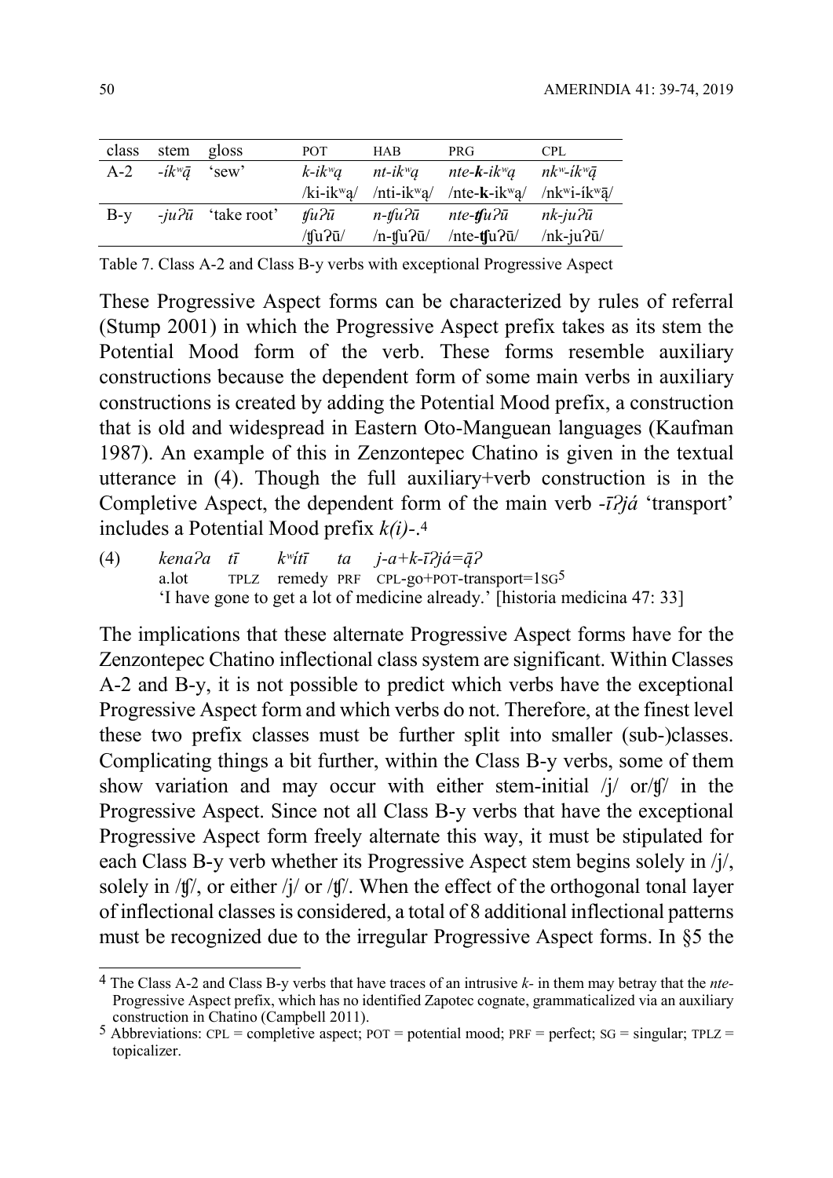| class | stem | gloss | POT | HAB | PRG | CPL |
|---|---|---|---|---|---|---|
| A-2 | *-íkʷą̄* | 'sew' | *k-ikʷą* | *nt-ikʷą* | *nte-**k**-ikʷą* | *nkʷ-íkʷą̄* |
| | | | /ki-ikʷą/ | /nti-ikʷą/ | /nte-**k**-ikʷą/ | /nkʷi-íkʷą̄/ |
| B-y | *-juʔū* | 'take root' | *ʧuʔū* | *n-ʧuʔū* | *nte-**ʧ**uʔū* | *nk-juʔū* |
| | | | /ʧuʔū/ | /n-ʧuʔū/ | /nte-**ʧ**uʔū/ | /nk-juʔū/ |

Table 7. Class A-2 and Class B-y verbs with exceptional Progressive Aspect

These Progressive Aspect forms can be characterized by rules of referral (Stump 2001) in which the Progressive Aspect prefix takes as its stem the Potential Mood form of the verb. These forms resemble auxiliary constructions because the dependent form of some main verbs in auxiliary constructions is created by adding the Potential Mood prefix, a construction that is old and widespread in Eastern Oto-Manguean languages (Kaufman 1987). An example of this in Zenzontepec Chatino is given in the textual utterance in (4). Though the full auxiliary+verb construction is in the Completive Aspect, the dependent form of the main verb *-īʔjá* 'transport' includes a Potential Mood prefix *k(i)-*.[4]

(4) *kenaʔa tī kʷítī ta j-a+k-īʔjá=ą̄ʔ*
a.lot TPLZ remedy PRF CPL-go+POT-transport=1SG[5]
'I have gone to get a lot of medicine already.' [historia medicina 47: 33]

The implications that these alternate Progressive Aspect forms have for the Zenzontepec Chatino inflectional class system are significant. Within Classes A-2 and B-y, it is not possible to predict which verbs have the exceptional Progressive Aspect form and which verbs do not. Therefore, at the finest level these two prefix classes must be further split into smaller (sub-)classes. Complicating things a bit further, within the Class B-y verbs, some of them show variation and may occur with either stem-initial /j/ or/ʧ/ in the Progressive Aspect. Since not all Class B-y verbs that have the exceptional Progressive Aspect form freely alternate this way, it must be stipulated for each Class B-y verb whether its Progressive Aspect stem begins solely in /j/, solely in /ʧ/, or either /j/ or /ʧ/. When the effect of the orthogonal tonal layer of inflectional classes is considered, a total of 8 additional inflectional patterns must be recognized due to the irregular Progressive Aspect forms. In §5 the

---

[4] The Class A-2 and Class B-y verbs that have traces of an intrusive *k-* in them may betray that the *nte-* Progressive Aspect prefix, which has no identified Zapotec cognate, grammaticalized via an auxiliary construction in Chatino (Campbell 2011).

[5] Abbreviations: CPL = completive aspect; POT = potential mood; PRF = perfect; SG = singular; TPLZ = topicalizer.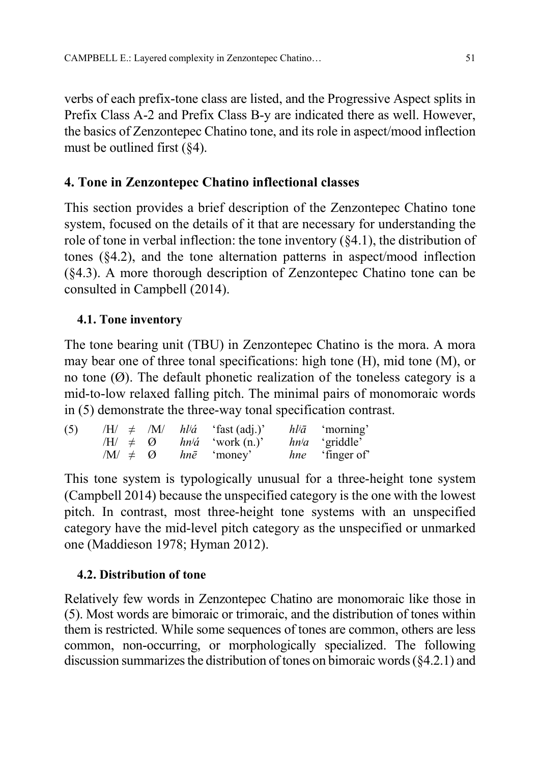verbs of each prefix-tone class are listed, and the Progressive Aspect splits in Prefix Class A-2 and Prefix Class B-y are indicated there as well. However, the basics of Zenzontepec Chatino tone, and its role in aspect/mood inflection must be outlined first (§4).

## 4. Tone in Zenzontepec Chatino inflectional classes

This section provides a brief description of the Zenzontepec Chatino tone system, focused on the details of it that are necessary for understanding the role of tone in verbal inflection: the tone inventory (§4.1), the distribution of tones (§4.2), and the tone alternation patterns in aspect/mood inflection (§4.3). A more thorough description of Zenzontepec Chatino tone can be consulted in Campbell (2014).

### 4.1. Tone inventory

The tone bearing unit (TBU) in Zenzontepec Chatino is the mora. A mora may bear one of three tonal specifications: high tone (H), mid tone (M), or no tone (Ø). The default phonetic realization of the toneless category is a mid-to-low relaxed falling pitch. The minimal pairs of monomoraic words in (5) demonstrate the three-way tonal specification contrast.

| (5) | | | | | | | |
|---|---|---|---|---|---|---|---|
| | /H/ ≠ /M/ | *hlʲá* | 'fast (adj.)' | | *hlʲā* | 'morning' |
| | /H/ ≠ Ø | *hnʲá* | 'work (n.)' | | *hnʲa* | 'griddle' |
| | /M/ ≠ Ø | *hnē* | 'money' | | *hne* | 'finger of' |

This tone system is typologically unusual for a three-height tone system (Campbell 2014) because the unspecified category is the one with the lowest pitch. In contrast, most three-height tone systems with an unspecified category have the mid-level pitch category as the unspecified or unmarked one (Maddieson 1978; Hyman 2012).

### 4.2. Distribution of tone

Relatively few words in Zenzontepec Chatino are monomoraic like those in (5). Most words are bimoraic or trimoraic, and the distribution of tones within them is restricted. While some sequences of tones are common, others are less common, non-occurring, or morphologically specialized. The following discussion summarizes the distribution of tones on bimoraic words (§4.2.1) and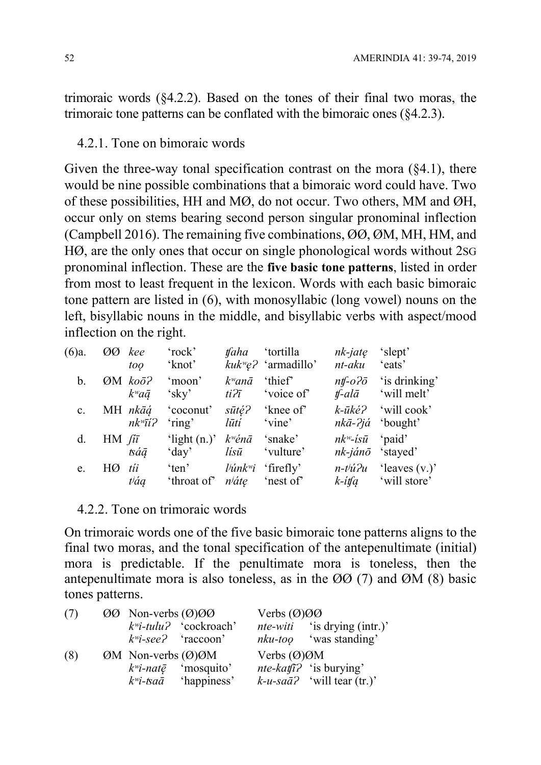trimoraic words (§4.2.2). Based on the tones of their final two moras, the trimoraic tone patterns can be conflated with the bimoraic ones (§4.2.3).

### 4.2.1. Tone on bimoraic words

Given the three-way tonal specification contrast on the mora (§4.1), there would be nine possible combinations that a bimoraic word could have. Two of these possibilities, HH and MØ, do not occur. Two others, MM and ØH, occur only on stems bearing second person singular pronominal inflection (Campbell 2016). The remaining five combinations, ØØ, ØM, MH, HM, and HØ, are the only ones that occur on single phonological words without 2SG pronominal inflection. These are the **five basic tone patterns**, listed in order from most to least frequent in the lexicon. Words with each basic bimoraic tone pattern are listed in (6), with monosyllabic (long vowel) nouns on the left, bisyllabic nouns in the middle, and bisyllabic verbs with aspect/mood inflection on the right.

| | | | | | | | |
|---|---|---|---|---|---|---|---|
| (6)a. | ØØ | *kee* | 'rock' | *ʧaha* | 'tortilla' | *nk-jatḛ* | 'slept' |
| | | *toọ* | 'knot' | *kukʷḛʔ* | 'armadillo' | *nt-aku* | 'eats' |
| b. | ØM | *koōʔ* | 'moon' | *kʷanā* | 'thief' | *nʧ-oʔō* | 'is drinking' |
| | | *kʷaạ̄* | 'sky' | *tiʔī* | 'voice of' | *ʧ-alā* | 'will melt' |
| c. | MH | *nkāạ́* | 'coconut' | *sūtḛ́ʔ* | 'knee of' | *k-ūkéʔ* | 'will cook' |
| | | *nkʷīíʔ* | 'ring' | *lūtí* | 'vine' | *nkā-ʔjá* | 'bought' |
| d. | HM | *ʃíī* | 'light (n.)' | *kʷénā* | 'snake' | *nkʷ-ísū* | 'paid' |
| | | *ʦáạ̄* | 'day' | *lísū* | 'vulture' | *nk-jánō* | 'stayed' |
| e. | HØ | *tíi* | 'ten' | *lʲúnkʷi* | 'firefly' | *n-tʲúʔu* | 'leaves (v.)' |
| | | *tʲáạ* | 'throat of' | *nʲátḛ* | 'nest of' | *k-íʧạ* | 'will store' |

### 4.2.2. Tone on trimoraic words

On trimoraic words one of the five basic bimoraic tone patterns aligns to the final two moras, and the tonal specification of the antepenultimate (initial) mora is predictable. If the penultimate mora is toneless, then the antepenultimate mora is also toneless, as in the ØØ (7) and ØM (8) basic tones patterns.

| | | | | | |
|---|---|---|---|---|---|
| (7) | ØØ | Non-verbs (Ø)ØØ | | Verbs (Ø)ØØ | |
| | | *kʷi-tuluʔ* | 'cockroach' | *nte-witi* | 'is drying (intr.)' |
| | | *kʷi-seeʔ* | 'raccoon' | *nku-toọ* | 'was standing' |
| (8) | ØM | Non-verbs (Ø)ØM | | Verbs (Ø)ØM | |
| | | *kʷi-natḛ̄* | 'mosquito' | *nte-kaʧīʔ* | 'is burying' |
| | | *kʷi-ʦaā* | 'happiness' | *k-u-saāʔ* | 'will tear (tr.)' |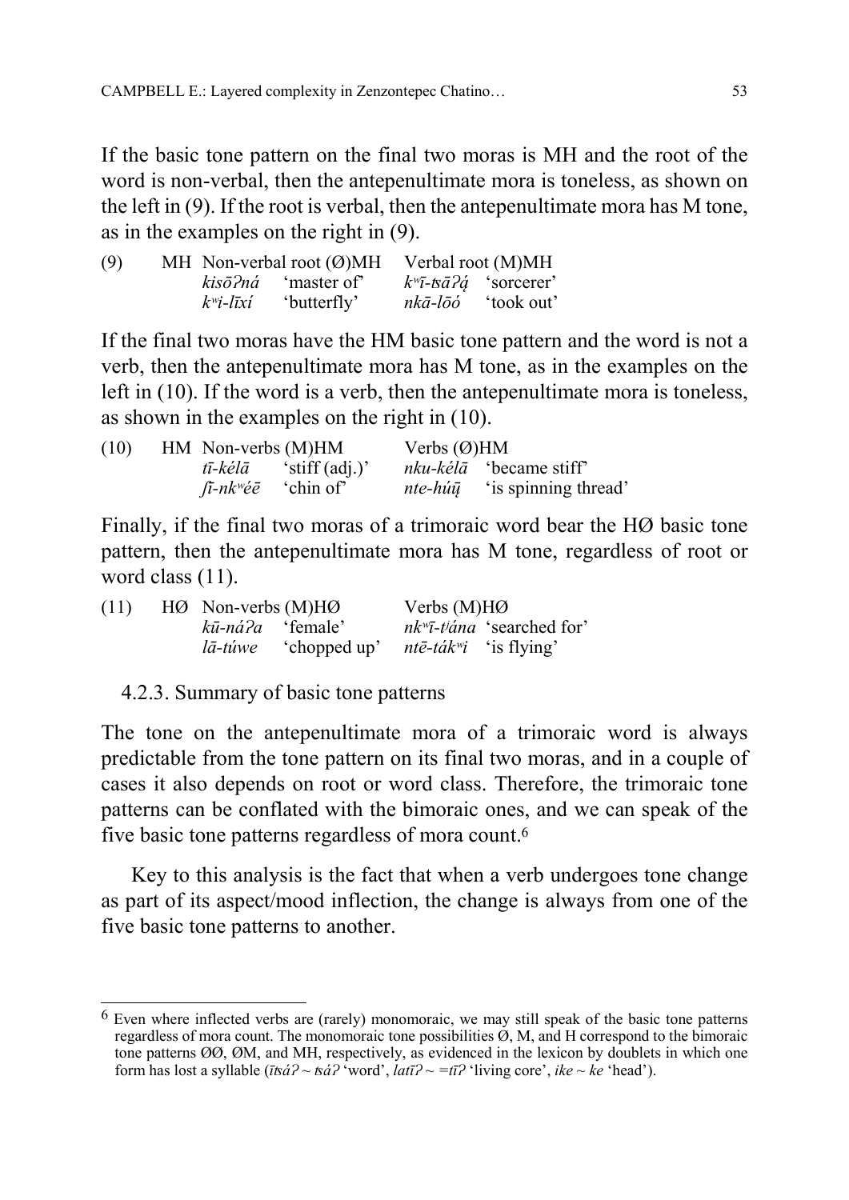If the basic tone pattern on the final two moras is MH and the root of the word is non-verbal, then the antepenultimate mora is toneless, as shown on the left in (9). If the root is verbal, then the antepenultimate mora has M tone, as in the examples on the right in (9).

| (9) | MH | Non-verbal root (Ø)MH | | Verbal root (M)MH | |
|---|---|---|---|---|---|
| | | *kisōʔná* | 'master of' | *kʷī-tsāʔą́* | 'sorcerer' |
| | | *kʷi-līxí* | 'butterfly' | *nkā-lōó* | 'took out' |

If the final two moras have the HM basic tone pattern and the word is not a verb, then the antepenultimate mora has M tone, as in the examples on the left in (10). If the word is a verb, then the antepenultimate mora is toneless, as shown in the examples on the right in (10).

| (10) | HM | Non-verbs (M)HM | | Verbs (Ø)HM | |
|---|---|---|---|---|---|
| | | *tī-kélā* | 'stiff (adj.)' | *nku-kélā* | 'became stiff' |
| | | *ʃī-nkʷéē* | 'chin of' | *nte-húų̄* | 'is spinning thread' |

Finally, if the final two moras of a trimoraic word bear the HØ basic tone pattern, then the antepenultimate mora has M tone, regardless of root or word class (11).

| (11) | HØ | Non-verbs (M)HØ | | Verbs (M)HØ | |
|---|---|---|---|---|---|
| | | *kū-náʔa* | 'female' | *nkʷī-tʲána* | 'searched for' |
| | | *lā-túwe* | 'chopped up' | *ntē-tákʷi* | 'is flying' |

### 4.2.3. Summary of basic tone patterns

The tone on the antepenultimate mora of a trimoraic word is always predictable from the tone pattern on its final two moras, and in a couple of cases it also depends on root or word class. Therefore, the trimoraic tone patterns can be conflated with the bimoraic ones, and we can speak of the five basic tone patterns regardless of mora count.[6]

Key to this analysis is the fact that when a verb undergoes tone change as part of its aspect/mood inflection, the change is always from one of the five basic tone patterns to another.

---

[6] Even where inflected verbs are (rarely) monomoraic, we may still speak of the basic tone patterns regardless of mora count. The monomoraic tone possibilities Ø, M, and H correspond to the bimoraic tone patterns ØØ, ØM, and MH, respectively, as evidenced in the lexicon by doublets in which one form has lost a syllable (*ītsáʔ* ~ *tsáʔ* 'word', *latīʔ* ~ *=tīʔ* 'living core', *ike* ~ *ke* 'head').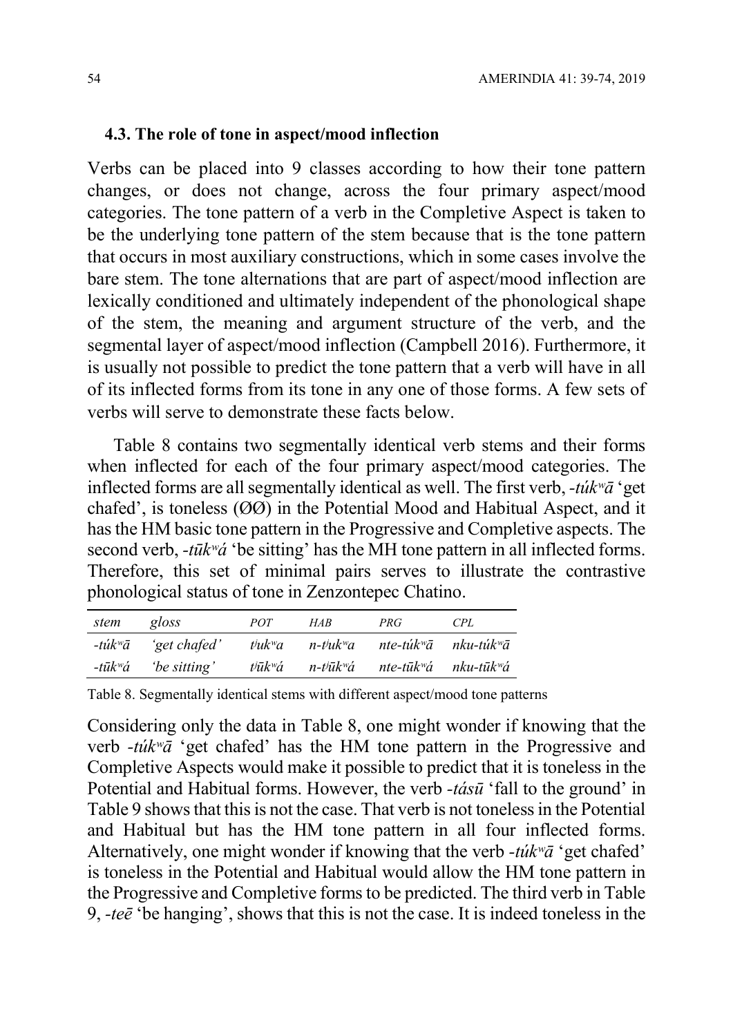### 4.3. The role of tone in aspect/mood inflection

Verbs can be placed into 9 classes according to how their tone pattern changes, or does not change, across the four primary aspect/mood categories. The tone pattern of a verb in the Completive Aspect is taken to be the underlying tone pattern of the stem because that is the tone pattern that occurs in most auxiliary constructions, which in some cases involve the bare stem. The tone alternations that are part of aspect/mood inflection are lexically conditioned and ultimately independent of the phonological shape of the stem, the meaning and argument structure of the verb, and the segmental layer of aspect/mood inflection (Campbell 2016). Furthermore, it is usually not possible to predict the tone pattern that a verb will have in all of its inflected forms from its tone in any one of those forms. A few sets of verbs will serve to demonstrate these facts below.

Table 8 contains two segmentally identical verb stems and their forms when inflected for each of the four primary aspect/mood categories. The inflected forms are all segmentally identical as well. The first verb, *-túkʷā* 'get chafed', is toneless (ØØ) in the Potential Mood and Habitual Aspect, and it has the HM basic tone pattern in the Progressive and Completive aspects. The second verb, *-tūkʷá* 'be sitting' has the MH tone pattern in all inflected forms. Therefore, this set of minimal pairs serves to illustrate the contrastive phonological status of tone in Zenzontepec Chatino.

| *stem* | *gloss* | *POT* | *HAB* | *PRG* | *CPL* |
|---|---|---|---|---|---|
| *-túkʷā* | *'get chafed'* | *tʲukʷa* | *n-tʲukʷa* | *nte-túkʷā* | *nku-túkʷā* |
| *-tūkʷá* | *'be sitting'* | *tʲūkʷá* | *n-tʲūkʷá* | *nte-tūkʷá* | *nku-tūkʷá* |

Table 8. Segmentally identical stems with different aspect/mood tone patterns

Considering only the data in Table 8, one might wonder if knowing that the verb *-túkʷā* 'get chafed' has the HM tone pattern in the Progressive and Completive Aspects would make it possible to predict that it is toneless in the Potential and Habitual forms. However, the verb *-tásū* 'fall to the ground' in Table 9 shows that this is not the case. That verb is not toneless in the Potential and Habitual but has the HM tone pattern in all four inflected forms. Alternatively, one might wonder if knowing that the verb *-túkʷā* 'get chafed' is toneless in the Potential and Habitual would allow the HM tone pattern in the Progressive and Completive forms to be predicted. The third verb in Table 9, *-teē* 'be hanging', shows that this is not the case. It is indeed toneless in the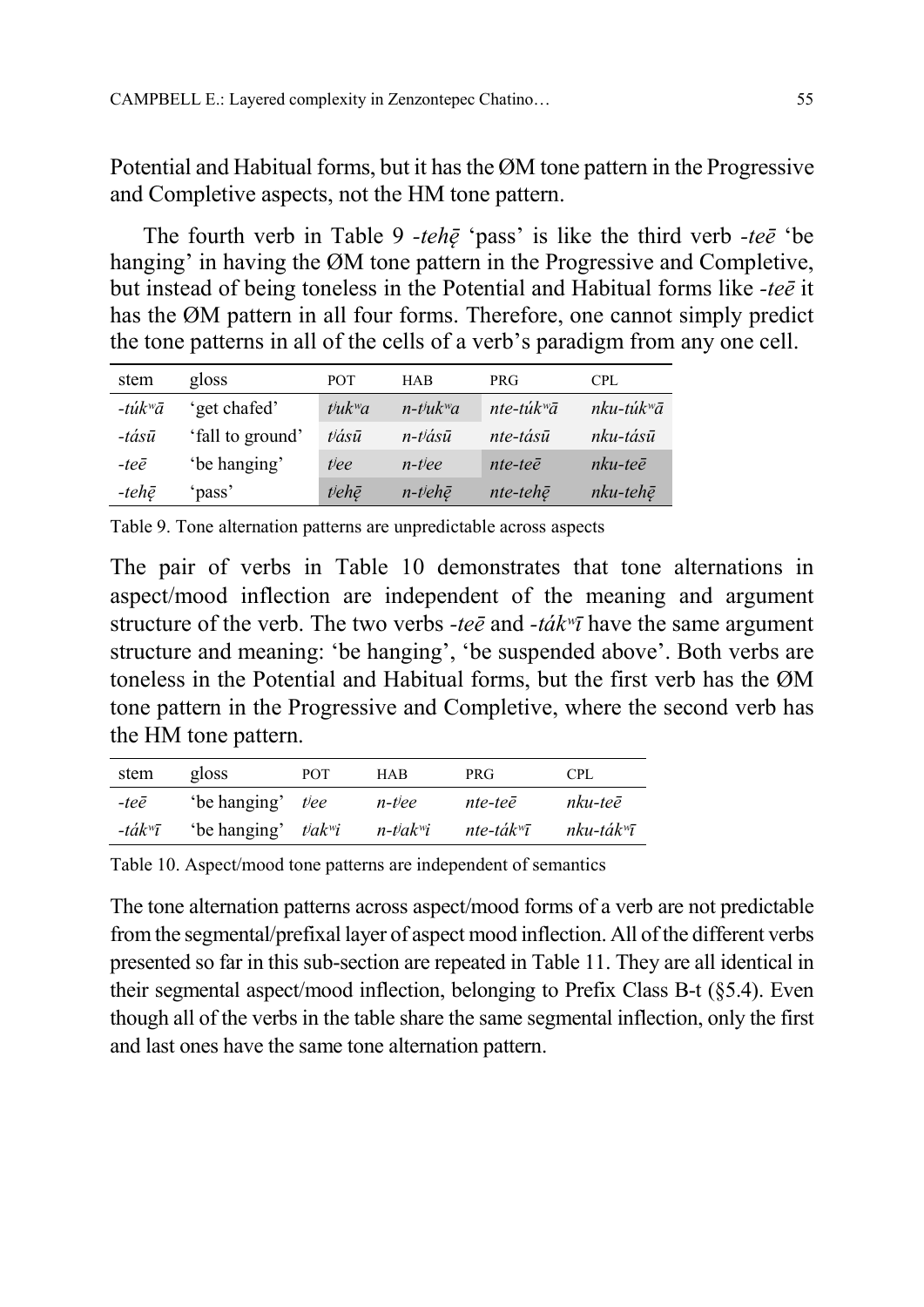Potential and Habitual forms, but it has the ØM tone pattern in the Progressive and Completive aspects, not the HM tone pattern.

The fourth verb in Table 9 *-tehę̄* 'pass' is like the third verb *-teē* 'be hanging' in having the ØM tone pattern in the Progressive and Completive, but instead of being toneless in the Potential and Habitual forms like *-teē* it has the ØM pattern in all four forms. Therefore, one cannot simply predict the tone patterns in all of the cells of a verb's paradigm from any one cell.

| stem | gloss | POT | HAB | PRG | CPL |
|---|---|---|---|---|---|
| *-túkʷā* | 'get chafed' | *tʲukʷa* | *n-tʲukʷa* | *nte-túkʷā* | *nku-túkʷā* |
| *-tásū* | 'fall to ground' | *tʲásū* | *n-tʲásū* | *nte-tásū* | *nku-tásū* |
| *-teē* | 'be hanging' | *tʲee* | *n-tʲee* | *nte-teē* | *nku-teē* |
| *-tehę̄* | 'pass' | *tʲehę̄* | *n-tʲehę̄* | *nte-tehę̄* | *nku-tehę̄* |

Table 9. Tone alternation patterns are unpredictable across aspects

The pair of verbs in Table 10 demonstrates that tone alternations in aspect/mood inflection are independent of the meaning and argument structure of the verb. The two verbs *-teē* and *-tákʷī* have the same argument structure and meaning: 'be hanging', 'be suspended above'. Both verbs are toneless in the Potential and Habitual forms, but the first verb has the ØM tone pattern in the Progressive and Completive, where the second verb has the HM tone pattern.

| stem | gloss | POT | HAB | PRG | CPL |
|---|---|---|---|---|---|
| *-teē* | 'be hanging' | *tʲee* | *n-tʲee* | *nte-teē* | *nku-teē* |
| *-tákʷī* | 'be hanging' | *tʲakʷi* | *n-tʲakʷi* | *nte-tákʷī* | *nku-tákʷī* |

Table 10. Aspect/mood tone patterns are independent of semantics

The tone alternation patterns across aspect/mood forms of a verb are not predictable from the segmental/prefixal layer of aspect mood inflection. All of the different verbs presented so far in this sub-section are repeated in Table 11. They are all identical in their segmental aspect/mood inflection, belonging to Prefix Class B-t (§5.4). Even though all of the verbs in the table share the same segmental inflection, only the first and last ones have the same tone alternation pattern.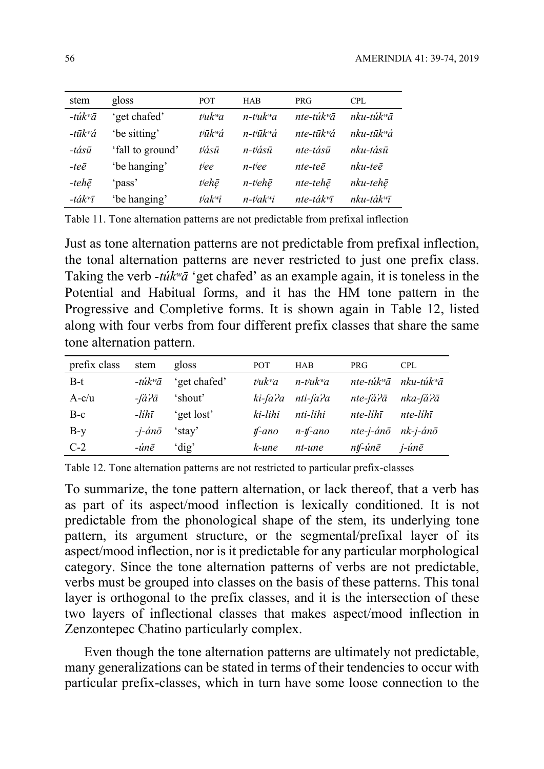| stem | gloss | POT | HAB | PRG | CPL |
|---|---|---|---|---|---|
| *-túkʷā* | 'get chafed' | *tʲukʷa* | *n-tʲukʷa* | *nte-túkʷā* | *nku-túkʷā* |
| *-tūkʷá* | 'be sitting' | *tʲūkʷá* | *n-tʲūkʷá* | *nte-tūkʷá* | *nku-tūkʷá* |
| *-tásū* | 'fall to ground' | *tʲásū* | *n-tʲásū* | *nte-tásū* | *nku-tásū* |
| *-teē* | 'be hanging' | *tʲee* | *n-tʲee* | *nte-teē* | *nku-teē* |
| *-tehę̄* | 'pass' | *tʲehę̄* | *n-tʲehę̄* | *nte-tehę̄* | *nku-tehę̄* |
| *-tákʷī* | 'be hanging' | *tʲakʷi* | *n-tʲakʷi* | *nte-tákʷī* | *nku-tákʷī* |

Table 11. Tone alternation patterns are not predictable from prefixal inflection

Just as tone alternation patterns are not predictable from prefixal inflection, the tonal alternation patterns are never restricted to just one prefix class. Taking the verb *-túkʷā* 'get chafed' as an example again, it is toneless in the Potential and Habitual forms, and it has the HM tone pattern in the Progressive and Completive forms. It is shown again in Table 12, listed along with four verbs from four different prefix classes that share the same tone alternation pattern.

| prefix class | stem | gloss | POT | HAB | PRG | CPL |
|---|---|---|---|---|---|---|
| B-t | *-túkʷā* | 'get chafed' | *tʲukʷa* | *n-tʲukʷa* | *nte-túkʷā* | *nku-túkʷā* |
| A-c/u | *-ʃáʔā* | 'shout' | *ki-ʃaʔa* | *nti-ʃaʔa* | *nte-ʃáʔā* | *nka-ʃáʔā* |
| B-c | *-líhī* | 'get lost' | *ki-lihi* | *nti-lihi* | *nte-líhī* | *nte-líhī* |
| B-y | *-j-ánō* | 'stay' | *ʧ-ano* | *n-ʧ-ano* | *nte-j-ánō* | *nk-j-ánō* |
| C-2 | *-únē* | 'dig' | *k-une* | *nt-une* | *nʧ-únē* | *j-únē* |

Table 12. Tone alternation patterns are not restricted to particular prefix-classes

To summarize, the tone pattern alternation, or lack thereof, that a verb has as part of its aspect/mood inflection is lexically conditioned. It is not predictable from the phonological shape of the stem, its underlying tone pattern, its argument structure, or the segmental/prefixal layer of its aspect/mood inflection, nor is it predictable for any particular morphological category. Since the tone alternation patterns of verbs are not predictable, verbs must be grouped into classes on the basis of these patterns. This tonal layer is orthogonal to the prefix classes, and it is the intersection of these two layers of inflectional classes that makes aspect/mood inflection in Zenzontepec Chatino particularly complex.

Even though the tone alternation patterns are ultimately not predictable, many generalizations can be stated in terms of their tendencies to occur with particular prefix-classes, which in turn have some loose connection to the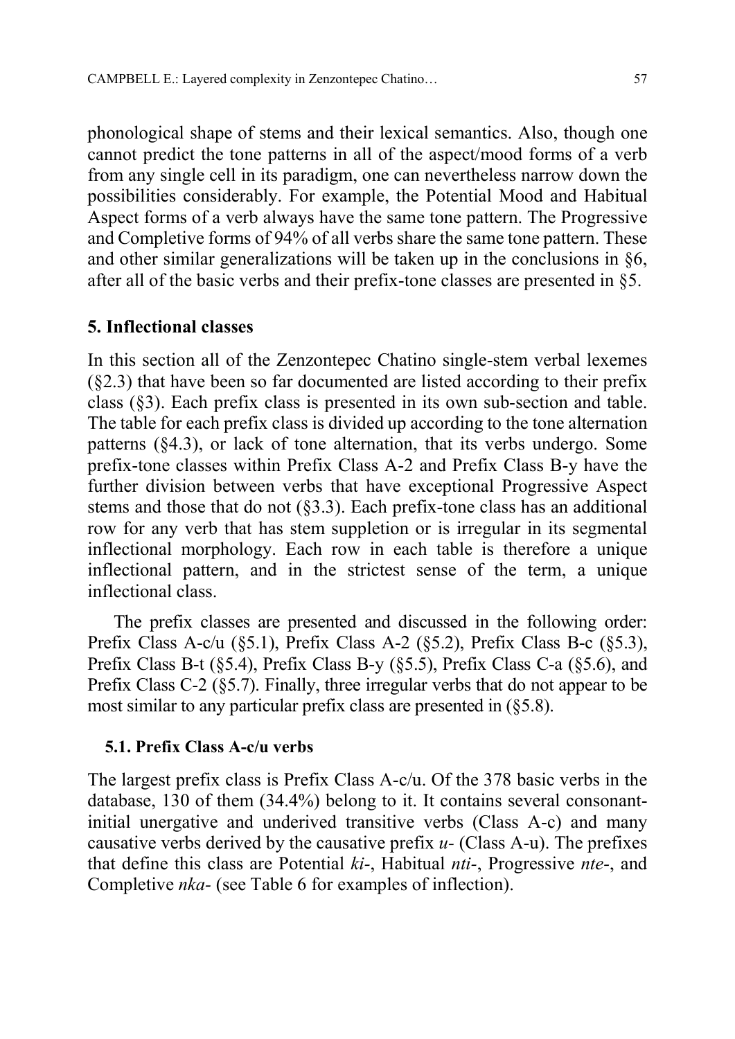phonological shape of stems and their lexical semantics. Also, though one cannot predict the tone patterns in all of the aspect/mood forms of a verb from any single cell in its paradigm, one can nevertheless narrow down the possibilities considerably. For example, the Potential Mood and Habitual Aspect forms of a verb always have the same tone pattern. The Progressive and Completive forms of 94% of all verbs share the same tone pattern. These and other similar generalizations will be taken up in the conclusions in §6, after all of the basic verbs and their prefix-tone classes are presented in §5.

## 5. Inflectional classes

In this section all of the Zenzontepec Chatino single-stem verbal lexemes (§2.3) that have been so far documented are listed according to their prefix class (§3). Each prefix class is presented in its own sub-section and table. The table for each prefix class is divided up according to the tone alternation patterns (§4.3), or lack of tone alternation, that its verbs undergo. Some prefix-tone classes within Prefix Class A-2 and Prefix Class B-y have the further division between verbs that have exceptional Progressive Aspect stems and those that do not (§3.3). Each prefix-tone class has an additional row for any verb that has stem suppletion or is irregular in its segmental inflectional morphology. Each row in each table is therefore a unique inflectional pattern, and in the strictest sense of the term, a unique inflectional class.

The prefix classes are presented and discussed in the following order: Prefix Class A-c/u (§5.1), Prefix Class A-2 (§5.2), Prefix Class B-c (§5.3), Prefix Class B-t (§5.4), Prefix Class B-y (§5.5), Prefix Class C-a (§5.6), and Prefix Class C-2 (§5.7). Finally, three irregular verbs that do not appear to be most similar to any particular prefix class are presented in (§5.8).

### 5.1. Prefix Class A-c/u verbs

The largest prefix class is Prefix Class A-c/u. Of the 378 basic verbs in the database, 130 of them (34.4%) belong to it. It contains several consonant-initial unergative and underived transitive verbs (Class A-c) and many causative verbs derived by the causative prefix *u-* (Class A-u). The prefixes that define this class are Potential *ki-*, Habitual *nti-*, Progressive *nte-*, and Completive *nka-* (see Table 6 for examples of inflection).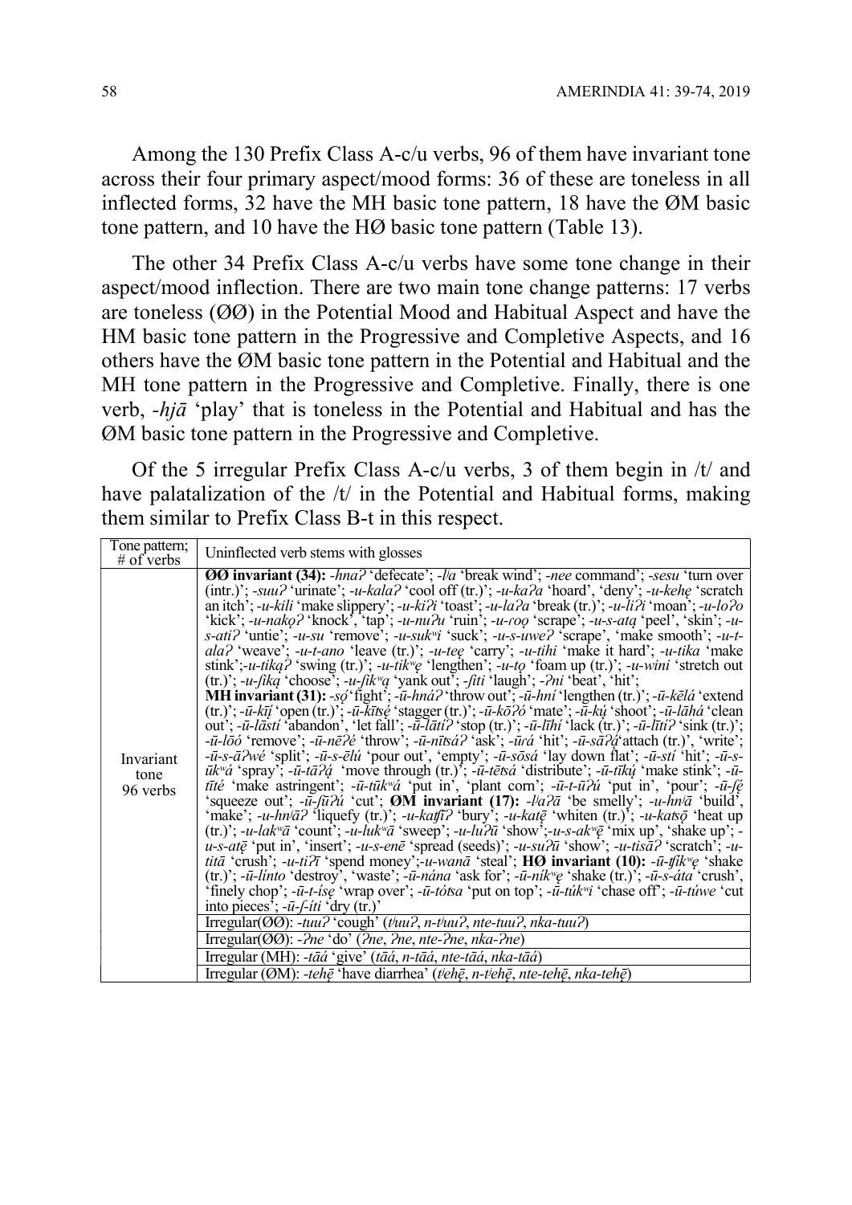Among the 130 Prefix Class A-c/u verbs, 96 of them have invariant tone across their four primary aspect/mood forms: 36 of these are toneless in all inflected forms, 32 have the MH basic tone pattern, 18 have the ØM basic tone pattern, and 10 have the HØ basic tone pattern (Table 13).

The other 34 Prefix Class A-c/u verbs have some tone change in their aspect/mood inflection. There are two main tone change patterns: 17 verbs are toneless (ØØ) in the Potential Mood and Habitual Aspect and have the HM basic tone pattern in the Progressive and Completive Aspects, and 16 others have the ØM basic tone pattern in the Potential and Habitual and the MH tone pattern in the Progressive and Completive. Finally, there is one verb, *-hjā* 'play' that is toneless in the Potential and Habitual and has the ØM basic tone pattern in the Progressive and Completive.

Of the 5 irregular Prefix Class A-c/u verbs, 3 of them begin in /t/ and have palatalization of the /t/ in the Potential and Habitual forms, making them similar to Prefix Class B-t in this respect.

| Tone pattern; # of verbs | Uninflected verb stems with glosses |
|---|---|
| Invariant tone 96 verbs | **ØØ invariant (34):** *-hnaʔ* 'defecate'; *-lʲa* 'break wind'; *-nee* command'; *-sesu* 'turn over (intr.)'; *-suuʔ* 'urinate'; *-u-kalaʔ* 'cool off (tr.)'; *-u-kaʔa* 'hoard', 'deny'; *-u-kehe̜* 'scratch an itch'; *-u-kili* 'make slippery'; *-u-kiʔi* 'toast'; *-u-laʔa* 'break (tr.)'; *-u-liʔi* 'moan'; *-u-loʔo* 'kick'; *-u-nako̜ʔ* 'knock', 'tap'; *-u-nuʔu* 'ruin'; *-u-ɾoo̜* 'scrape'; *-u-s-ata̜* 'peel', 'skin'; *-u-s-atiʔ* 'untie'; *-u-su* 'remove'; *-u-sukʷi* 'suck'; *-u-s-uweʔ* 'scrape', 'make smooth'; *-u-t-alaʔ* 'weave'; *-u-t-ano* 'leave (tr.)'; *-u-tee̜* 'carry'; *-u-tihi* 'make it hard'; *-u-tika* 'make stink'; *-u-tika̜ʔ* 'swing (tr.)'; *-u-tikʷe̜* 'lengthen'; *-u-to̜* 'foam up (tr.)'; *-u-wini* 'stretch out (tr.)'; *-u-ʃika̜* 'choose'; *-u-ʃikʷa̜* 'yank out'; *-ʃiti* 'laugh'; *-ʔni* 'beat', 'hit'; **MH invariant (31):** *-só̜* 'fight'; *-ū-hnáʔ* 'throw out'; *-ū-hní* 'lengthen (tr.)'; *-ū-kēlá* 'extend (tr.)'; *-ū-kī̜í̜* 'open (tr.)'; *-ū-kītsé̜* 'stagger (tr.)'; *-ū-kōʔó* 'mate'; *-ū-kú̜* 'shoot'; *-ū-lāhá* 'clean out'; *-ū-lāstí* 'abandon', 'let fall'; *-ū-lātíʔ* 'stop (tr.)'; *-ū-līhí* 'lack (tr.)'; *-ū-lītíʔ* 'sink (tr.)'; *-ū-lōó* 'remove'; *-ū-nēʔé* 'throw'; *-ū-nītsáʔ* 'ask'; *-ū-ɾá* 'hit'; *-ū-sāʔá̜* 'attach (tr.)', 'write'; *-ū-s-āʔwé* 'split'; *-ū-s-ēlú* 'pour out', 'empty'; *-ū-sōsá* 'lay down flat'; *-ū-stí* 'hit'; *-ū-s-ūkʷá* 'spray'; *-ū-tāʔá̜* 'move through (tr.)'; *-ū-tētsá* 'distribute'; *-ū-tīkú̜* 'make stink'; *-ū-tīté* 'make astringent'; *-ū-tūkʷá* 'put in', 'plant corn'; *-ū-t-ūʔú* 'put in', 'pour'; *-ū-ʃé̜* 'squeeze out'; *-ū-ʃūʔú* 'cut'; **ØM invariant (17):** *-lʲaʔā* 'be smelly'; *-u-hnʲā* 'build', 'make'; *-u-hnʲāʔ* 'liquefy (tr.)'; *-u-katʃīʔ* 'bury'; *-u-katē̜* 'whiten (tr.)'; *-u-katsō̜* 'heat up (tr.)'; *-u-lakʷā* 'count'; *-u-lukʷā* 'sweep'; *-u-luʔū* 'show';*-u-s-akʷē̜* 'mix up', 'shake up'; *-u-s-atē̜* 'put in', 'insert'; *-u-s-enē* 'spread (seeds)'; *-u-suʔū* 'show'; *-u-tisāʔ* 'scratch'; *-u-titā* 'crush'; *-u-tiʔī* 'spend money';*-u-wanā* 'steal'; **HØ invariant (10):** *-ū-tʃíkʷe̜* 'shake (tr.)'; *-ū-línto* 'destroy', 'waste'; *-ū-nána* 'ask for'; *-ū-níkʷe̜* 'shake (tr.)'; *-ū-s-áta* 'crush', 'finely chop'; *-ū-t-íse̜* 'wrap over'; *-ū-tótsa* 'put on top'; *-ū-túkʷi* 'chase off'; *-ū-túwe* 'cut into pieces'; *-ū-ʃ-íti* 'dry (tr.)' |
| | Irregular(ØØ): *-tuuʔ* 'cough' (*tʲuuʔ*, *n-tʲuuʔ*, *nte-tuuʔ*, *nka-tuuʔ*) |
| | Irregular(ØØ): *-ʔne* 'do' (*ʔne*, *ʔne*, *nte-ʔne*, *nka-ʔne*) |
| | Irregular (MH): *-tāá* 'give' (*tāá*, *n-tāá*, *nte-tāá*, *nka-tāá*) |
| | Irregular (ØM): *-tehē̜* 'have diarrhea' (*tʲehē̜*, *n-tʲehē̜*, *nte-tehē̜*, *nka-tehē̜*) |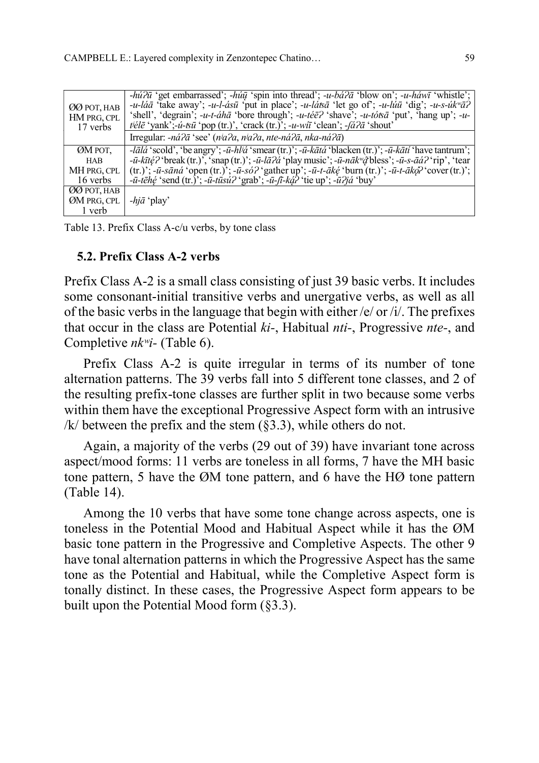| | |
|---|---|
| ØØ POT, HAB<br>HM PRG, CPL<br>17 verbs | *-húʔū* 'get embarrassed'; *-húų̄* 'spin into thread'; *-u-báʔā* 'blow on'; *-u-háwī* 'whistle'; *-u-láā* 'take away'; *-u-l-ásū* 'put in place'; *-u-látsā* 'let go of'; *-u-lúū* 'dig'; *-u-s-úkʷāʔ* 'shell', 'degrain'; *-u-t-áhā* 'bore through'; *-u-téēʔ* 'shave'; *-u-tótsā* 'put', 'hang up'; *-u-tʲélē* 'yank';*-ú-tsū* 'pop (tr.)', 'crack (tr.)'; *-u-wīī* 'clean'; *-ʃáʔā* 'shout' |
| | Irregular: *-náʔā* 'see' (*nʲaʔa*, *nʲaʔa*, *nte-náʔā*, *nka-náʔā*) |
| ØM POT,<br>HAB<br>MH PRG, CPL<br>16 verbs | *-lālá* 'scold', 'be angry'; *-ū-hlʲá* 'smear (tr.)'; *-ū-kātá* 'blacken (tr.)'; *-ū-kātí* 'have tantrum'; *-ū-kītę́ʔ* 'break (tr.)', 'snap (tr.)'; *-ū-lāʔá* 'play music'; *-ū-nākʷą́* 'bless'; *-ū-s-āáʔ* 'rip', 'tear (tr.)'; *-ū-sāná* 'open (tr.)'; *-ū-sóʔ* 'gather up'; *-ū-t-ākę́* 'burn (tr.)'; *-ū-t-ākǫ́ʔ* 'cover (tr.)'; *-ū-tēhę́* 'send (tr.)'; *-ū-tūsúʔ* 'grab'; *-ū-ʃī-ką́ʔ* 'tie up'; *-ūʔjá* 'buy' |
| ØØ POT, HAB<br>ØM PRG, CPL<br>1 verb | *-hjā* 'play' |

Table 13. Prefix Class A-c/u verbs, by tone class

### 5.2. Prefix Class A-2 verbs

Prefix Class A-2 is a small class consisting of just 39 basic verbs. It includes some consonant-initial transitive verbs and unergative verbs, as well as all of the basic verbs in the language that begin with either /e/ or /i/. The prefixes that occur in the class are Potential *ki-*, Habitual *nti-*, Progressive *nte-*, and Completive *nkʷi-* (Table 6).

Prefix Class A-2 is quite irregular in terms of its number of tone alternation patterns. The 39 verbs fall into 5 different tone classes, and 2 of the resulting prefix-tone classes are further split in two because some verbs within them have the exceptional Progressive Aspect form with an intrusive /k/ between the prefix and the stem (§3.3), while others do not.

Again, a majority of the verbs (29 out of 39) have invariant tone across aspect/mood forms: 11 verbs are toneless in all forms, 7 have the MH basic tone pattern, 5 have the ØM tone pattern, and 6 have the HØ tone pattern (Table 14).

Among the 10 verbs that have some tone change across aspects, one is toneless in the Potential Mood and Habitual Aspect while it has the ØM basic tone pattern in the Progressive and Completive Aspects. The other 9 have tonal alternation patterns in which the Progressive Aspect has the same tone as the Potential and Habitual, while the Completive Aspect form is tonally distinct. In these cases, the Progressive Aspect form appears to be built upon the Potential Mood form (§3.3).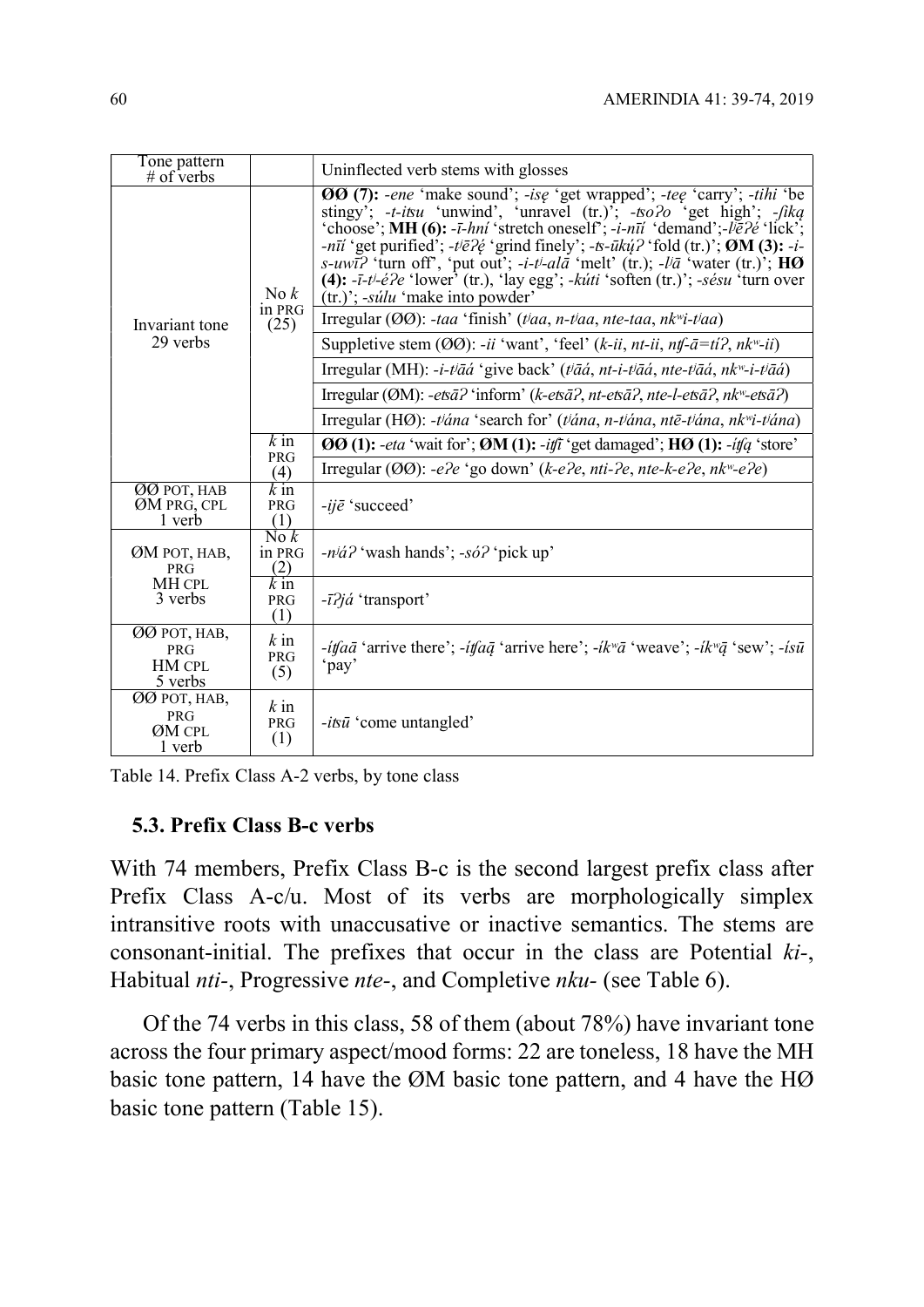| Tone pattern # of verbs | | Uninflected verb stems with glosses |
|---|---|---|
| Invariant tone 29 verbs | No *k* in PRG (25) | **ØØ (7):** *-ene* 'make sound'; *-isę* 'get wrapped'; *-tęę* 'carry'; *-tihi* 'be stingy'; *-t-itsu* 'unwind', 'unravel (tr.)'; *-tsoʔo* 'get high'; *-ʃiką* 'choose'; **MH (6):** *-ī-hní* 'stretch oneself'; *-i-nīí* 'demand'; *-lʲēʔé* 'lick'; *-nīí* 'get purified'; *-tʲēʔę́* 'grind finely'; *-ts-ūkų́ʔ* 'fold (tr.)'; **ØM (3):** *-i-s-uwīʔ* 'turn off', 'put out'; *-i-tʲ-alā* 'melt' (tr.); *-lʲā* 'water (tr.)'; **HØ (4):** *-ī-tʲ-éʔe* 'lower' (tr.), 'lay egg'; *-kúti* 'soften (tr.)'; *-sésu* 'turn over (tr.)'; *-súlu* 'make into powder' |
| | | Irregular (ØØ): *-taa* 'finish' (*tʲaa*, *n-tʲaa*, *nte-taa*, *nkʷi-tʲaa*) |
| | | Suppletive stem (ØØ): *-ii* 'want', 'feel' (*k-ii*, *nt-ii*, *ntʃ-ā=tíʔ*, *nkʷ-ii*) |
| | | Irregular (MH): *-i-tʲāá* 'give back' (*tʲāá*, *nt-i-tʲāá*, *nte-tʲāá*, *nkʷ-i-tʲāá*) |
| | | Irregular (ØM): *-etsāʔ* 'inform' (*k-etsāʔ*, *nt-etsāʔ*, *nte-l-etsāʔ*, *nkʷ-etsāʔ*) |
| | | Irregular (HØ): *-tʲána* 'search for' (*tʲána*, *n-tʲána*, *ntē-tʲána*, *nkʷi-tʲána*) |
| | *k* in PRG (4) | **ØØ (1):** *-eta* 'wait for'; **ØM (1):** *-itʃī* 'get damaged'; **HØ (1):** *-ítʃą* 'store' |
| | | Irregular (ØØ): *-eʔe* 'go down' (*k-eʔe*, *nti-ʔe*, *nte-k-eʔe*, *nkʷ-eʔe*) |
| ØØ POT, HAB ØM PRG, CPL 1 verb | *k* in PRG (1) | *-ijē* 'succeed' |
| ØM POT, HAB, PRG MH CPL 3 verbs | No *k* in PRG (2) | *-nʲáʔ* 'wash hands'; *-sóʔ* 'pick up' |
| | *k* in PRG (1) | *-īʔjá* 'transport' |
| ØØ POT, HAB, PRG HM CPL 5 verbs | *k* in PRG (5) | *-ítʃaā* 'arrive there'; *-ítʃaą̄* 'arrive here'; *-íkʷā* 'weave'; *-íkʷą̄* 'sew'; *-ísū* 'pay' |
| ØØ POT, HAB, PRG ØM CPL 1 verb | *k* in PRG (1) | *-itsū* 'come untangled' |

Table 14. Prefix Class A-2 verbs, by tone class

### 5.3. Prefix Class B-c verbs

With 74 members, Prefix Class B-c is the second largest prefix class after Prefix Class A-c/u. Most of its verbs are morphologically simplex intransitive roots with unaccusative or inactive semantics. The stems are consonant-initial. The prefixes that occur in the class are Potential *ki-*, Habitual *nti-*, Progressive *nte-*, and Completive *nku-* (see Table 6).

Of the 74 verbs in this class, 58 of them (about 78%) have invariant tone across the four primary aspect/mood forms: 22 are toneless, 18 have the MH basic tone pattern, 14 have the ØM basic tone pattern, and 4 have the HØ basic tone pattern (Table 15).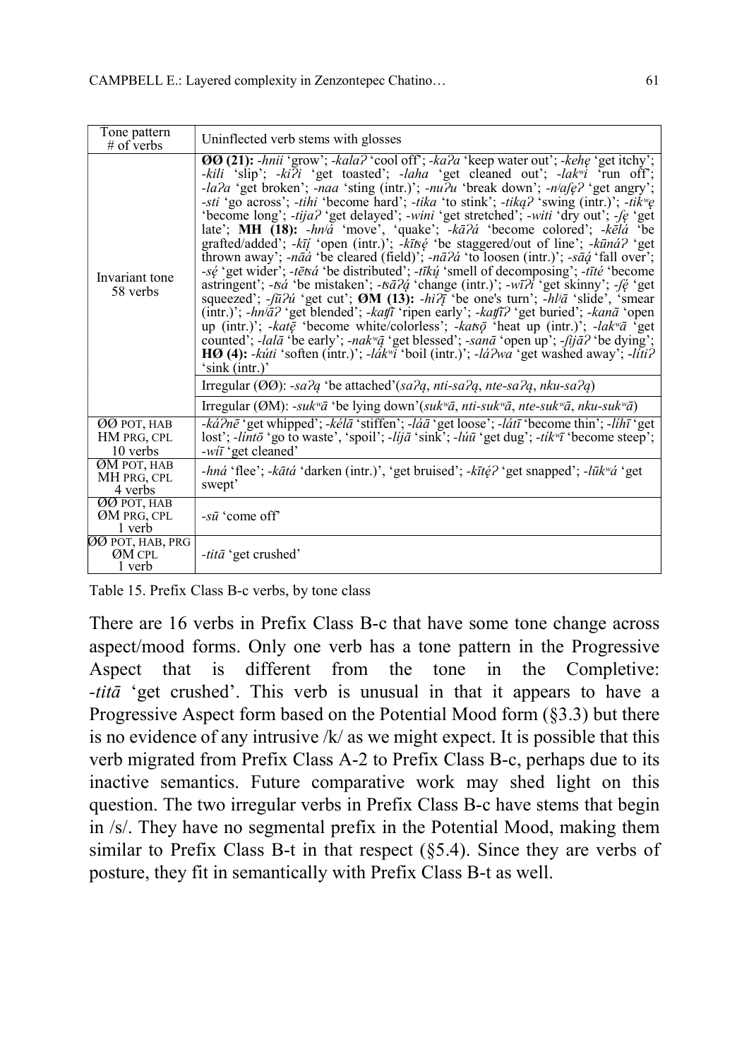| Tone pattern # of verbs | Uninflected verb stems with glosses |
|---|---|
| Invariant tone 58 verbs | **ØØ (21):** *-hnii* 'grow'; *-kalaʔ* 'cool off'; *-kaʔa* 'keep water out'; *-kehe̜* 'get itchy'; *-kili* 'slip'; *-kiʔi* 'get toasted'; *-laha* 'get cleaned out'; *-lakʷi* 'run off'; *-laʔa* 'get broken'; *-naa* 'sting (intr.)'; *-nuʔu* 'break down'; *-nʲaʃe̜ʔ* 'get angry'; *-sti* 'go across'; *-tihi* 'become hard'; *-tika* 'to stink'; *-tika̜ʔ* 'swing (intr.)'; *-tikʷe̜* 'become long'; *-tijaʔ* 'get delayed'; *-wini* 'get stretched'; *-witi* 'dry out'; *-ʃe̜* 'get late'; **MH (18):** *-hnʲá* 'move', 'quake'; *-kāʔá* 'become colored'; *-kēlá* 'be grafted/added'; *-kī̜́* 'open (intr.)'; *-kītsé̜* 'be staggered/out of line'; *-kūnáʔ* 'get thrown away'; *-nāá* 'be cleared (field)'; *-nāʔá* 'to loosen (intr.)'; *-sā̜á̜* 'fall over'; *-sé̜* 'get wider'; *-tētsá* 'be distributed'; *-tīkú̜* 'smell of decomposing'; *-tīté* 'become astringent'; *-tsá* 'be mistaken'; *-tsāʔá̜* 'change (intr.)'; *-wīʔí* 'get skinny'; *-ʃé̜* 'get squeezed'; *-ʃūʔú* 'get cut'; **ØM (13):** *-hiʔī̜* 'be one's turn'; *-hlʲā* 'slide', 'smear (intr.)'; *-hnʲāʔ* 'get blended'; *-katʃī* 'ripen early'; *-katʃīʔ* 'get buried'; *-kanā* 'open up (intr.)'; *-katē̜* 'become white/colorless'; *-katsō̜* 'heat up (intr.)'; *-lakʷā* 'get counted'; *-lalā* 'be early'; *-nakʷā̜* 'get blessed'; *-sanā* 'open up'; *-ʃijāʔ* 'be dying'; **HØ (4):** *-kúti* 'soften (intr.)'; *-lákʷi* 'boil (intr.)'; *-láʔwa* 'get washed away'; *-lítiʔ* 'sink (intr.)' |
| | Irregular (ØØ): *-saʔa̜* 'be attached'(*saʔa̜*, *nti-saʔa̜*, *nte-saʔa̜*, *nku-saʔa̜*) |
| | Irregular (ØM): *-sukʷā* 'be lying down'(*sukʷā*, *nti-sukʷā*, *nte-sukʷā*, *nku-sukʷā*) |
| ØØ POT, HAB HM PRG, CPL 10 verbs | *-káʔnē* 'get whipped'; *-kélā* 'stiffen'; *-láā* 'get loose'; *-látī* 'become thin'; *-líhī* 'get lost'; *-líntō* 'go to waste', 'spoil'; *-líjā* 'sink'; *-lúū* 'get dug'; *-tíkʷī* 'become steep'; *-wíī* 'get cleaned' |
| ØM POT, HAB MH PRG, CPL 4 verbs | *-hná* 'flee'; *-kātá* 'darken (intr.)', 'get bruised'; *-kīté̜ʔ* 'get snapped'; *-lūkʷá* 'get swept' |
| ØØ POT, HAB ØM PRG, CPL 1 verb | *-sū* 'come off' |
| ØØ POT, HAB, PRG ØM CPL 1 verb | *-titā* 'get crushed' |

Table 15. Prefix Class B-c verbs, by tone class

There are 16 verbs in Prefix Class B-c that have some tone change across aspect/mood forms. Only one verb has a tone pattern in the Progressive Aspect that is different from the tone in the Completive: *-titā* 'get crushed'. This verb is unusual in that it appears to have a Progressive Aspect form based on the Potential Mood form (§3.3) but there is no evidence of any intrusive /k/ as we might expect. It is possible that this verb migrated from Prefix Class A-2 to Prefix Class B-c, perhaps due to its inactive semantics. Future comparative work may shed light on this question. The two irregular verbs in Prefix Class B-c have stems that begin in /s/. They have no segmental prefix in the Potential Mood, making them similar to Prefix Class B-t in that respect (§5.4). Since they are verbs of posture, they fit in semantically with Prefix Class B-t as well.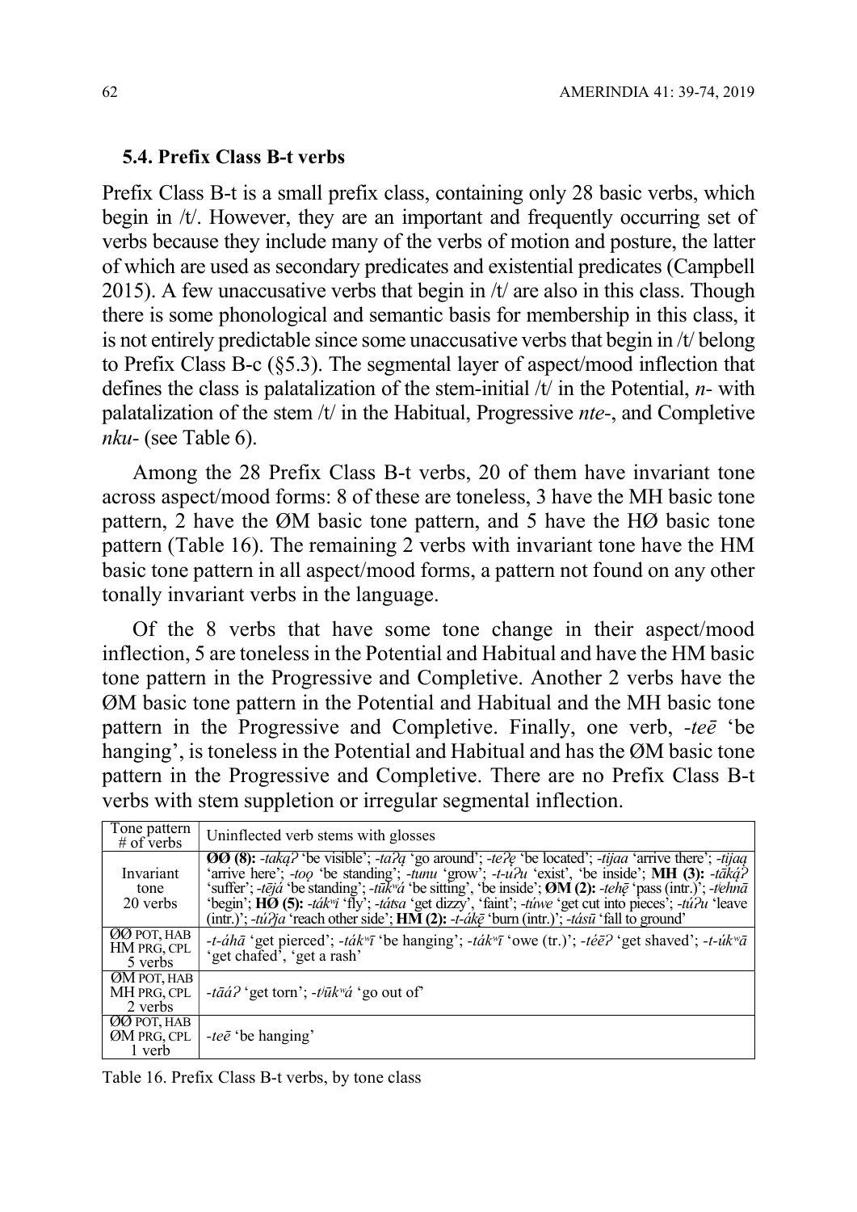### 5.4. Prefix Class B-t verbs

Prefix Class B-t is a small prefix class, containing only 28 basic verbs, which begin in /t/. However, they are an important and frequently occurring set of verbs because they include many of the verbs of motion and posture, the latter of which are used as secondary predicates and existential predicates (Campbell 2015). A few unaccusative verbs that begin in /t/ are also in this class. Though there is some phonological and semantic basis for membership in this class, it is not entirely predictable since some unaccusative verbs that begin in /t/ belong to Prefix Class B-c (§5.3). The segmental layer of aspect/mood inflection that defines the class is palatalization of the stem-initial /t/ in the Potential, *n-* with palatalization of the stem /t/ in the Habitual, Progressive *nte-*, and Completive *nku-* (see Table 6).

Among the 28 Prefix Class B-t verbs, 20 of them have invariant tone across aspect/mood forms: 8 of these are toneless, 3 have the MH basic tone pattern, 2 have the ØM basic tone pattern, and 5 have the HØ basic tone pattern (Table 16). The remaining 2 verbs with invariant tone have the HM basic tone pattern in all aspect/mood forms, a pattern not found on any other tonally invariant verbs in the language.

Of the 8 verbs that have some tone change in their aspect/mood inflection, 5 are toneless in the Potential and Habitual and have the HM basic tone pattern in the Progressive and Completive. Another 2 verbs have the ØM basic tone pattern in the Potential and Habitual and the MH basic tone pattern in the Progressive and Completive. Finally, one verb, *-teē* 'be hanging', is toneless in the Potential and Habitual and has the ØM basic tone pattern in the Progressive and Completive. There are no Prefix Class B-t verbs with stem suppletion or irregular segmental inflection.

| Tone pattern # of verbs | Uninflected verb stems with glosses |
|---|---|
| Invariant tone 20 verbs | **ØØ (8):** *-takąʔ* 'be visible'; *-taʔą* 'go around'; *-teʔę* 'be located'; *-tijaa* 'arrive there'; *-tijaą* 'arrive here'; *-toǫ* 'be standing'; *-tunu* 'grow'; *-t-uʔu* 'exist', 'be inside'; **MH (3):** *-tāką́ʔ* 'suffer'; *-tējá* 'be standing'; *-tūkʷá* 'be sitting', 'be inside'; **ØM (2):** *-tehę̄* 'pass (intr.)'; *-tʲehnā* 'begin'; **HØ (5):** *-tákʷi* 'fly'; *-tátsa* 'get dizzy', 'faint'; *-túwe* 'get cut into pieces'; *-túʔu* 'leave (intr.)'; *-túʔja* 'reach other side'; **HM (2):** *-t-ákē̜* 'burn (intr.)'; *-tásū* 'fall to ground' |
| ØØ POT, HAB HM PRG, CPL 5 verbs | *-t-áhā* 'get pierced'; *-tákʷī* 'be hanging'; *-tákʷī* 'owe (tr.)'; *-téēʔ* 'get shaved'; *-t-úkʷā* 'get chafed', 'get a rash' |
| ØM POT, HAB MH PRG, CPL 2 verbs | *-tāáʔ* 'get torn'; *-tʲūkʷá* 'go out of' |
| ØØ POT, HAB ØM PRG, CPL 1 verb | *-teē* 'be hanging' |

Table 16. Prefix Class B-t verbs, by tone class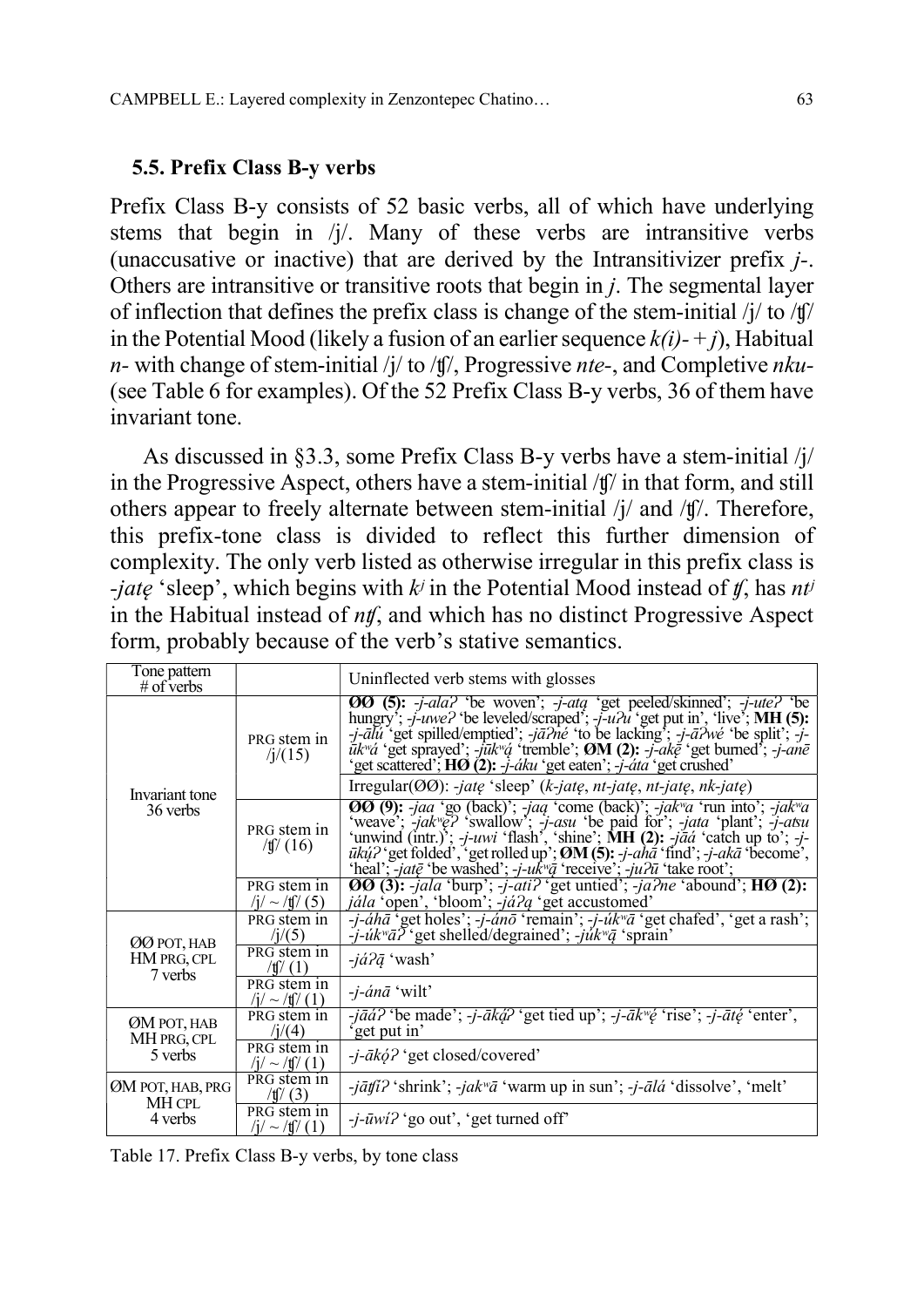### 5.5. Prefix Class B-y verbs

Prefix Class B-y consists of 52 basic verbs, all of which have underlying stems that begin in /j/. Many of these verbs are intransitive verbs (unaccusative or inactive) that are derived by the Intransitivizer prefix *j-*. Others are intransitive or transitive roots that begin in *j*. The segmental layer of inflection that defines the prefix class is change of the stem-initial /j/ to /ʧ/ in the Potential Mood (likely a fusion of an earlier sequence *k(i)- + j*), Habitual *n-* with change of stem-initial /j/ to /ʧ/, Progressive *nte-*, and Completive *nku-* (see Table 6 for examples). Of the 52 Prefix Class B-y verbs, 36 of them have invariant tone.

As discussed in §3.3, some Prefix Class B-y verbs have a stem-initial /j/ in the Progressive Aspect, others have a stem-initial /ʧ/ in that form, and still others appear to freely alternate between stem-initial /j/ and /ʧ/. Therefore, this prefix-tone class is divided to reflect this further dimension of complexity. The only verb listed as otherwise irregular in this prefix class is *-jatę* 'sleep', which begins with *kʲ* in the Potential Mood instead of *ʧ*, has *ntʲ* in the Habitual instead of *nʧ*, and which has no distinct Progressive Aspect form, probably because of the verb's stative semantics.

| Tone pattern<br># of verbs | | Uninflected verb stems with glosses |
|---|---|---|
| Invariant tone<br>36 verbs | PRG stem in /j/(15) | **ØØ (5):** *-j-alaʔ* 'be woven'; *-j-atą* 'get peeled/skinned'; *-j-uteʔ* 'be hungry'; *-j-uweʔ* 'be leveled/scraped'; *-j-uʔu* 'get put in', 'live'; **MH (5):** *-j-ālú* 'get spilled/emptied'; *-jāʔné* 'to be lacking'; *-j-āʔwé* 'be split'; *-j-ūkʷá* 'get sprayed'; *-jūkʷą́* 'tremble'; **ØM (2):** *-j-akę̄* 'get burned'; *-j-anē* 'get scattered'; **HØ (2):** *-j-áku* 'get eaten'; *-j-áta* 'get crushed' |
| | | Irregular(ØØ): *-jatę* 'sleep' (*k-jatę*, *nt-jatę*, *nk-jatę*) |
| | PRG stem in /ʧ/ (16) | **ØØ (9):** *-jaa* 'go (back)'; *-jaą* 'come (back)'; *-jakʷa* 'run into'; *-jakʷa* 'weave'; *-jakʷęʔ* 'swallow'; *-jasu* 'be paid for'; *-jata* 'plant'; *-j-atsu* 'unwind (intr.)'; *-j-uwi* 'flash', 'shine'; **MH (2):** *-jāá* 'catch up to'; *-j-ūkų́ʔ* 'get folded', 'get rolled up'; **ØM (5):** *-j-ahā* 'find'; *-j-akā* 'become', 'heal'; *-jatē* 'be washed'; *-j-ukʷą̄* 'receive'; *-juʔū* 'take root'; |
| | PRG stem in /j/ ~ /ʧ/ (5) | **ØØ (3):** *-jala* 'burp'; *-j-atiʔ* 'get untied'; *-jaʔne* 'abound'; **HØ (2):** *jála* 'open', 'bloom'; *-jáʔą* 'get accustomed' |
| ØØ POT, HAB<br>HM PRG, CPL<br>7 verbs | PRG stem in /j/(5) | *-j-áhā* 'get holes'; *-j-ánō* 'remain'; *-j-úkʷā* 'get chafed', 'get a rash'; *-j-úkʷāʔ* 'get shelled/degrained'; *-júkʷą̄* 'sprain' |
| | PRG stem in /ʧ/ (1) | *-jáʔą̄* 'wash' |
| | PRG stem in /j/ ~ /ʧ/ (1) | *-j-ánā* 'wilt' |
| ØM POT, HAB<br>MH PRG, CPL<br>5 verbs | PRG stem in /j/(4) | *-jāáʔ* 'be made'; *-j-āką́ʔ* 'get tied up'; *-j-ākʷę́* 'rise'; *-j-ātę́* 'enter', 'get put in' |
| | PRG stem in /j/ ~ /ʧ/ (1) | *-j-ākǫ́ʔ* 'get closed/covered' |
| ØM POT, HAB, PRG<br>MH CPL<br>4 verbs | PRG stem in /ʧ/ (3) | *-jāʧīʔ* 'shrink'; *-jakʷā* 'warm up in sun'; *-j-ālá* 'dissolve', 'melt' |
| | PRG stem in /j/ ~ /ʧ/ (1) | *-j-ūwíʔ* 'go out', 'get turned off' |

Table 17. Prefix Class B-y verbs, by tone class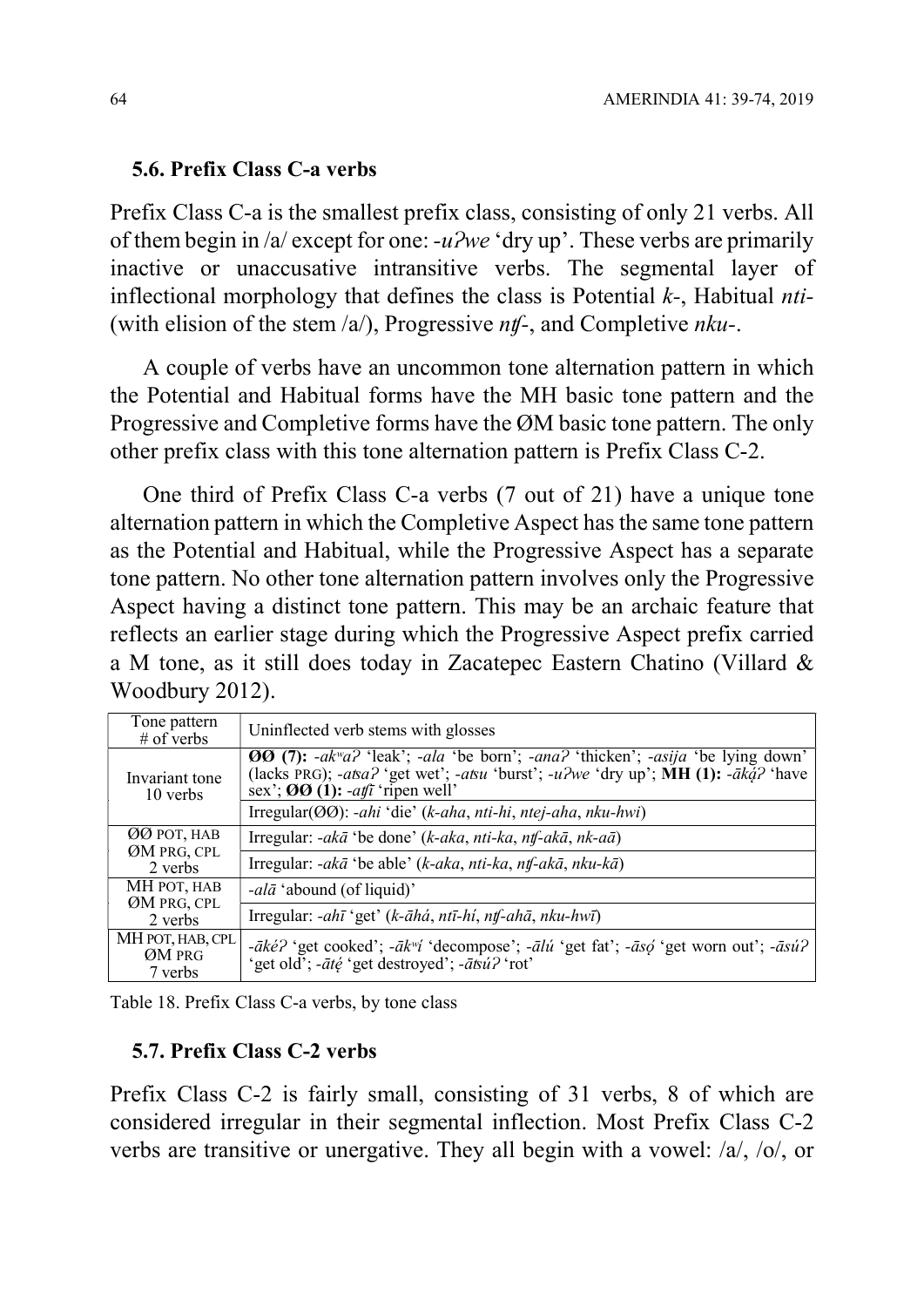### 5.6. Prefix Class C-a verbs

Prefix Class C-a is the smallest prefix class, consisting of only 21 verbs. All of them begin in /a/ except for one: *-uʔwe* 'dry up'. These verbs are primarily inactive or unaccusative intransitive verbs. The segmental layer of inflectional morphology that defines the class is Potential *k-*, Habitual *nti-* (with elision of the stem /a/), Progressive *nʧ-*, and Completive *nku-*.

A couple of verbs have an uncommon tone alternation pattern in which the Potential and Habitual forms have the MH basic tone pattern and the Progressive and Completive forms have the ØM basic tone pattern. The only other prefix class with this tone alternation pattern is Prefix Class C-2.

One third of Prefix Class C-a verbs (7 out of 21) have a unique tone alternation pattern in which the Completive Aspect has the same tone pattern as the Potential and Habitual, while the Progressive Aspect has a separate tone pattern. No other tone alternation pattern involves only the Progressive Aspect having a distinct tone pattern. This may be an archaic feature that reflects an earlier stage during which the Progressive Aspect prefix carried a M tone, as it still does today in Zacatepec Eastern Chatino (Villard & Woodbury 2012).

| Tone pattern # of verbs | Uninflected verb stems with glosses |
|---|---|
| Invariant tone 10 verbs | **ØØ (7):** *-akʷaʔ* 'leak'; *-ala* 'be born'; *-anaʔ* 'thicken'; *-asija* 'be lying down' (lacks PRG); *-aʦaʔ* 'get wet'; *-aʦu* 'burst'; *-uʔwe* 'dry up'; **MH (1):** *-āką́ʔ* 'have sex'; **ØØ (1):** *-aʧī* 'ripen well' |
| | Irregular(ØØ): *-ahi* 'die' (*k-aha*, *nti-hi*, *ntej-aha*, *nku-hwi*) |
| ØØ POT, HAB ØM PRG, CPL 2 verbs | Irregular: *-akā* 'be done' (*k-aka*, *nti-ka*, *nʧ-akā*, *nk-aā*) |
| | Irregular: *-akā* 'be able' (*k-aka*, *nti-ka*, *nʧ-akā*, *nku-kā*) |
| MH POT, HAB ØM PRG, CPL 2 verbs | *-alā* 'abound (of liquid)' |
| | Irregular: *-ahī* 'get' (*k-āhá*, *ntī-hí*, *nʧ-ahā*, *nku-hwī*) |
| MH POT, HAB, CPL ØM PRG 7 verbs | *-ākéʔ* 'get cooked'; *-ākʷí* 'decompose'; *-ālú* 'get fat'; *-āsǫ́* 'get worn out'; *-āsúʔ* 'get old'; *-ātę́* 'get destroyed'; *-āʦúʔ* 'rot' |

Table 18. Prefix Class C-a verbs, by tone class

### 5.7. Prefix Class C-2 verbs

Prefix Class C-2 is fairly small, consisting of 31 verbs, 8 of which are considered irregular in their segmental inflection. Most Prefix Class C-2 verbs are transitive or unergative. They all begin with a vowel: /a/, /o/, or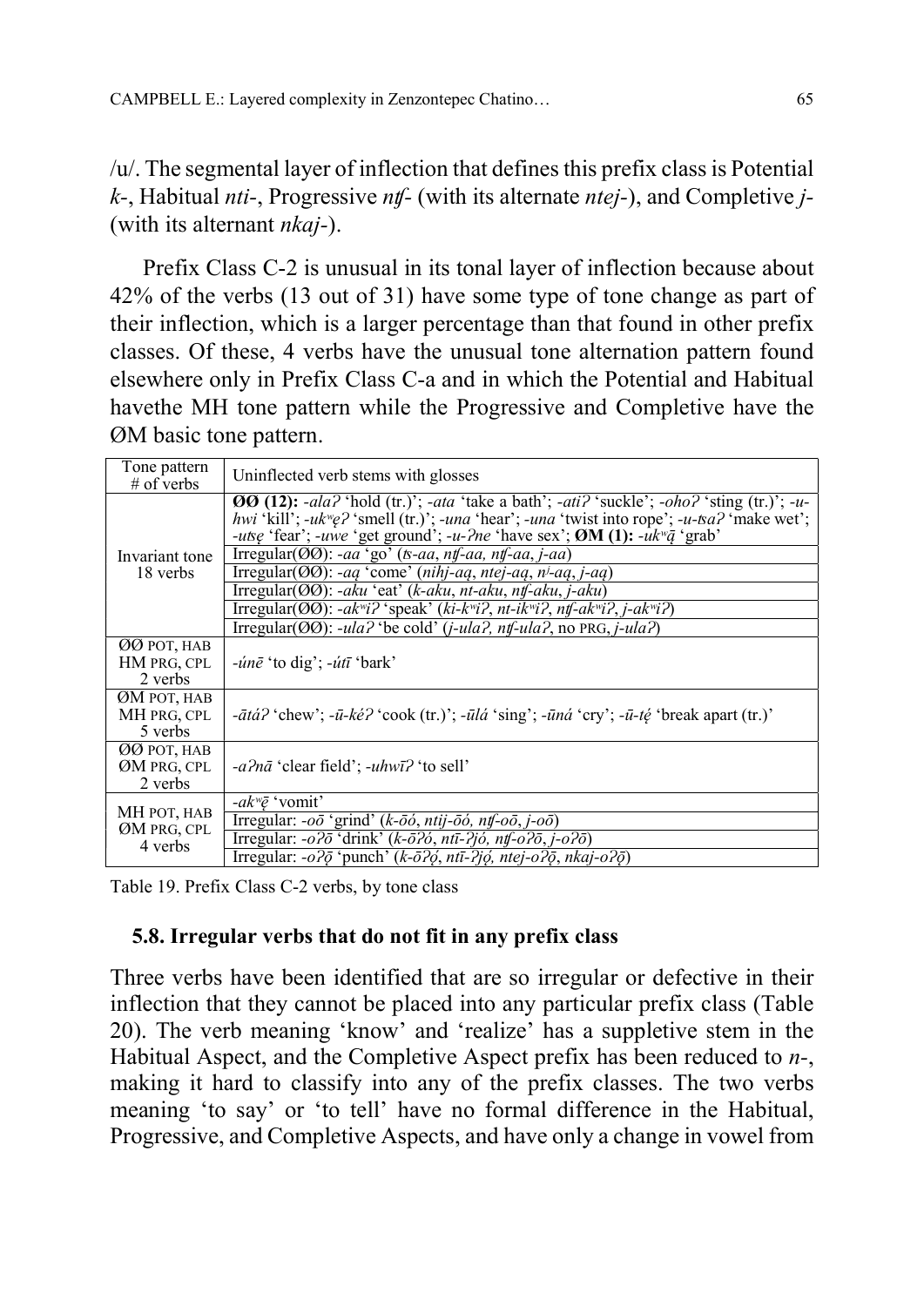/u/. The segmental layer of inflection that defines this prefix class is Potential *k-*, Habitual *nti-*, Progressive *ntʃ-* (with its alternate *ntej-*), and Completive *j-* (with its alternant *nkaj-*).

Prefix Class C-2 is unusual in its tonal layer of inflection because about 42% of the verbs (13 out of 31) have some type of tone change as part of their inflection, which is a larger percentage than that found in other prefix classes. Of these, 4 verbs have the unusual tone alternation pattern found elsewhere only in Prefix Class C-a and in which the Potential and Habitual havethe MH tone pattern while the Progressive and Completive have the ØM basic tone pattern.

| Tone pattern # of verbs | Uninflected verb stems with glosses |
|---|---|
| Invariant tone 18 verbs | **ØØ (12):** *-alaʔ* 'hold (tr.)'; *-ata* 'take a bath'; *-atiʔ* 'suckle'; *-ohoʔ* 'sting (tr.)'; *-u-hwi* 'kill'; *-ukʷęʔ* 'smell (tr.)'; *-una* 'hear'; *-una* 'twist into rope'; *-u-tsaʔ* 'make wet'; *-utsę* 'fear'; *-uwe* 'get ground'; *-u-ʔne* 'have sex'; **ØM (1):** *-ukʷą̄* 'grab' |
| | Irregular(ØØ): *-aa* 'go' (*ts-aa*, *ntʃ-aa*, *ntʃ-aa*, *j-aa*) |
| | Irregular(ØØ): *-aą* 'come' (*nihj-aą*, *ntej-aą*, *nʲ-aą*, *j-aą*) |
| | Irregular(ØØ): *-aku* 'eat' (*k-aku*, *nt-aku*, *ntʃ-aku*, *j-aku*) |
| | Irregular(ØØ): *-akʷiʔ* 'speak' (*ki-kʷiʔ*, *nt-ikʷiʔ*, *ntʃ-akʷiʔ*, *j-akʷiʔ*) |
| | Irregular(ØØ): *-ulaʔ* 'be cold' (*j-ulaʔ*, *ntʃ-ulaʔ*, no PRG, *j-ulaʔ*) |
| ØØ POT, HAB HM PRG, CPL 2 verbs | *-únē* 'to dig'; *-útī* 'bark' |
| ØM POT, HAB MH PRG, CPL 5 verbs | *-ātáʔ* 'chew'; *-ū-kéʔ* 'cook (tr.)'; *-ūlá* 'sing'; *-ūná* 'cry'; *-ū-tę́* 'break apart (tr.)' |
| ØØ POT, HAB ØM PRG, CPL 2 verbs | *-aʔnā* 'clear field'; *-uhwīʔ* 'to sell' |
| MH POT, HAB ØM PRG, CPL 4 verbs | *-akʷę̄* 'vomit' |
| | Irregular: *-oō* 'grind' (*k-ōó*, *ntij-ōó*, *ntʃ-oō*, *j-oō*) |
| | Irregular: *-oʔō* 'drink' (*k-ōʔó*, *ntī-ʔjó*, *ntʃ-oʔō*, *j-oʔō*) |
| | Irregular: *-oʔǭ* 'punch' (*k-ōʔǫ́*, *ntī-ʔjǫ́*, *ntej-oʔǭ*, *nkaj-oʔǭ*) |

Table 19. Prefix Class C-2 verbs, by tone class

### 5.8. Irregular verbs that do not fit in any prefix class

Three verbs have been identified that are so irregular or defective in their inflection that they cannot be placed into any particular prefix class (Table 20). The verb meaning 'know' and 'realize' has a suppletive stem in the Habitual Aspect, and the Completive Aspect prefix has been reduced to *n-*, making it hard to classify into any of the prefix classes. The two verbs meaning 'to say' or 'to tell' have no formal difference in the Habitual, Progressive, and Completive Aspects, and have only a change in vowel from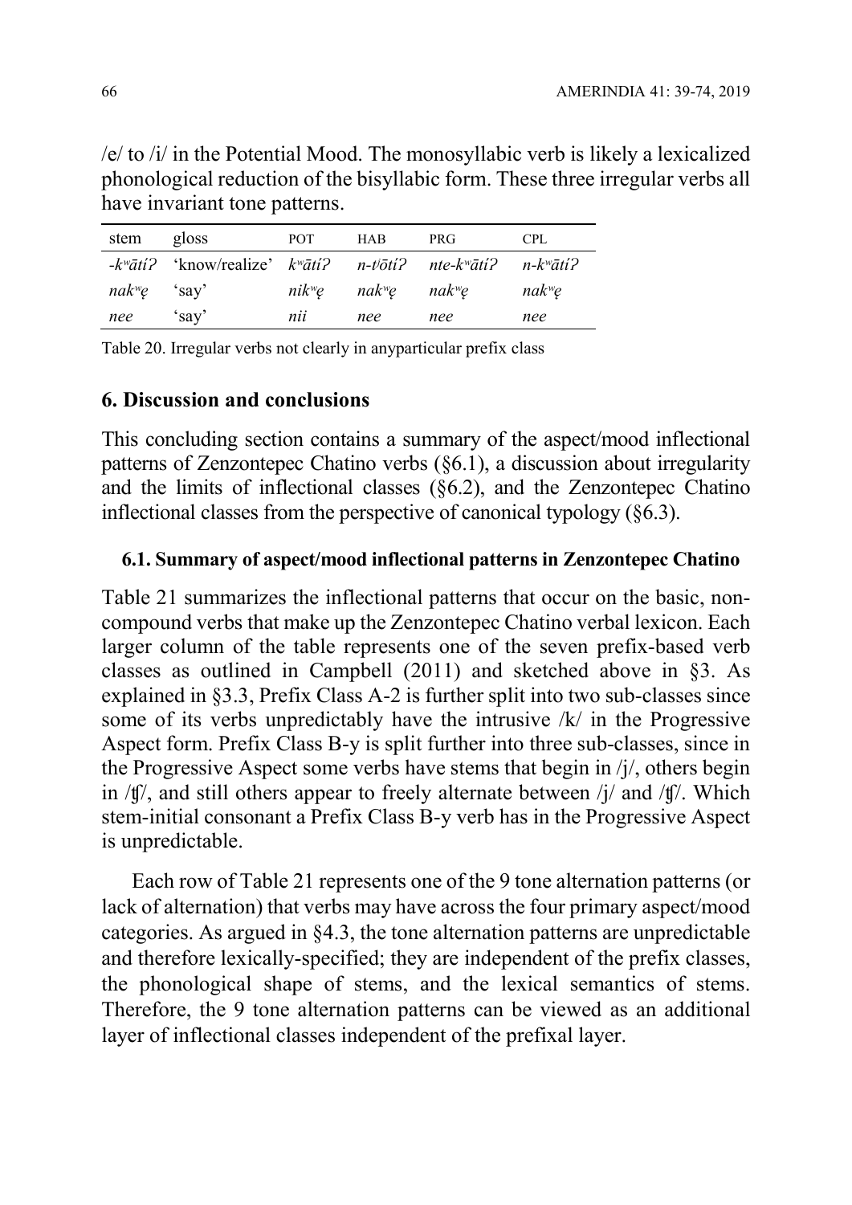/e/ to /i/ in the Potential Mood. The monosyllabic verb is likely a lexicalized phonological reduction of the bisyllabic form. These three irregular verbs all have invariant tone patterns.

| stem | gloss | POT | HAB | PRG | CPL |
|---|---|---|---|---|---|
| *-kʷātíʔ* | 'know/realize' | *kʷātíʔ* | *n-tʲōtíʔ* | *nte-kʷātíʔ* | *n-kʷātíʔ* |
| *nakʷę* | 'say' | *nikʷę* | *nakʷę* | *nakʷę* | *nakʷę* |
| *nee* | 'say' | *nii* | *nee* | *nee* | *nee* |

Table 20. Irregular verbs not clearly in anyparticular prefix class

## 6. Discussion and conclusions

This concluding section contains a summary of the aspect/mood inflectional patterns of Zenzontepec Chatino verbs (§6.1), a discussion about irregularity and the limits of inflectional classes (§6.2), and the Zenzontepec Chatino inflectional classes from the perspective of canonical typology (§6.3).

### 6.1. Summary of aspect/mood inflectional patterns in Zenzontepec Chatino

Table 21 summarizes the inflectional patterns that occur on the basic, non-compound verbs that make up the Zenzontepec Chatino verbal lexicon. Each larger column of the table represents one of the seven prefix-based verb classes as outlined in Campbell (2011) and sketched above in §3. As explained in §3.3, Prefix Class A-2 is further split into two sub-classes since some of its verbs unpredictably have the intrusive /k/ in the Progressive Aspect form. Prefix Class B-y is split further into three sub-classes, since in the Progressive Aspect some verbs have stems that begin in /j/, others begin in /ʧ/, and still others appear to freely alternate between /j/ and /ʧ/. Which stem-initial consonant a Prefix Class B-y verb has in the Progressive Aspect is unpredictable.

Each row of Table 21 represents one of the 9 tone alternation patterns (or lack of alternation) that verbs may have across the four primary aspect/mood categories. As argued in §4.3, the tone alternation patterns are unpredictable and therefore lexically-specified; they are independent of the prefix classes, the phonological shape of stems, and the lexical semantics of stems. Therefore, the 9 tone alternation patterns can be viewed as an additional layer of inflectional classes independent of the prefixal layer.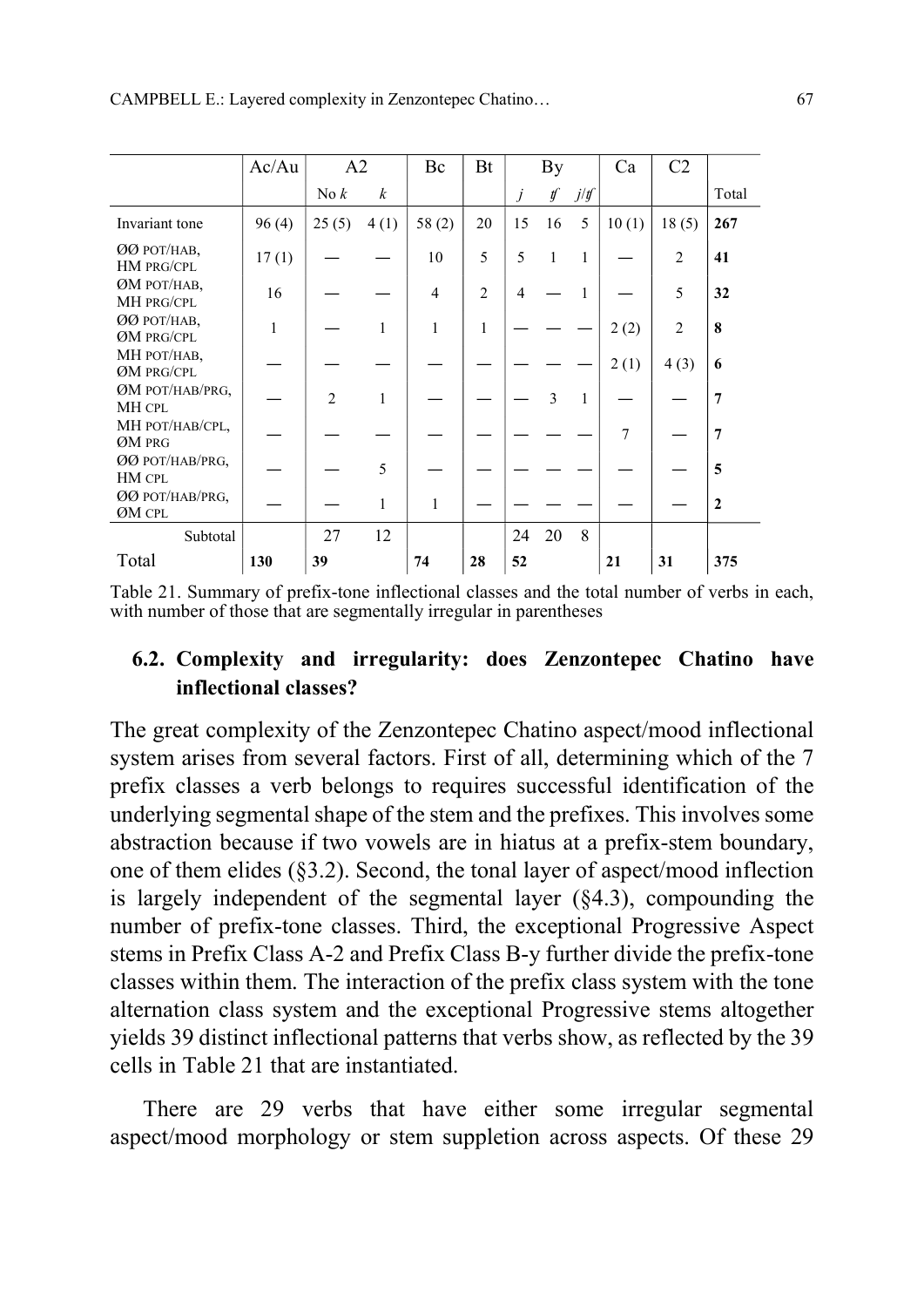| | Ac/Au | A2 | | Bc | Bt | By | | | Ca | C2 | |
|---|---|---|---|---|---|---|---|---|---|---|---|
| | | No *k* | *k* | | | *j* | *ʧ* | *j/ʧ* | | | Total |
| Invariant tone | 96 (4) | 25 (5) | 4 (1) | 58 (2) | 20 | 15 | 16 | 5 | 10 (1) | 18 (5) | **267** |
| ØØ POT/HAB, HM PRG/CPL | 17 (1) | — | — | 10 | 5 | 5 | 1 | 1 | — | 2 | **41** |
| ØM POT/HAB, MH PRG/CPL | 16 | — | — | 4 | 2 | 4 | — | 1 | — | 5 | **32** |
| ØØ POT/HAB, ØM PRG/CPL | 1 | — | 1 | 1 | 1 | — | — | — | 2 (2) | 2 | **8** |
| MH POT/HAB, ØM PRG/CPL | — | — | — | — | — | — | — | — | 2 (1) | 4 (3) | **6** |
| ØM POT/HAB/PRG, MH CPL | — | 2 | 1 | — | — | — | 3 | 1 | — | — | **7** |
| MH POT/HAB/CPL, ØM PRG | — | — | — | — | — | — | — | — | 7 | — | **7** |
| ØØ POT/HAB/PRG, HM CPL | — | — | 5 | — | — | — | — | — | — | — | **5** |
| ØØ POT/HAB/PRG, ØM CPL | — | — | 1 | 1 | — | — | — | — | — | — | **2** |
| Subtotal | | 27 | 12 | | | 24 | 20 | 8 | | | |
| Total | **130** | **39** | | **74** | **28** | **52** | | | **21** | **31** | **375** |

Table 21. Summary of prefix-tone inflectional classes and the total number of verbs in each, with number of those that are segmentally irregular in parentheses

### 6.2. Complexity and irregularity: does Zenzontepec Chatino have inflectional classes?

The great complexity of the Zenzontepec Chatino aspect/mood inflectional system arises from several factors. First of all, determining which of the 7 prefix classes a verb belongs to requires successful identification of the underlying segmental shape of the stem and the prefixes. This involves some abstraction because if two vowels are in hiatus at a prefix-stem boundary, one of them elides (§3.2). Second, the tonal layer of aspect/mood inflection is largely independent of the segmental layer (§4.3), compounding the number of prefix-tone classes. Third, the exceptional Progressive Aspect stems in Prefix Class A-2 and Prefix Class B-y further divide the prefix-tone classes within them. The interaction of the prefix class system with the tone alternation class system and the exceptional Progressive stems altogether yields 39 distinct inflectional patterns that verbs show, as reflected by the 39 cells in Table 21 that are instantiated.

There are 29 verbs that have either some irregular segmental aspect/mood morphology or stem suppletion across aspects. Of these 29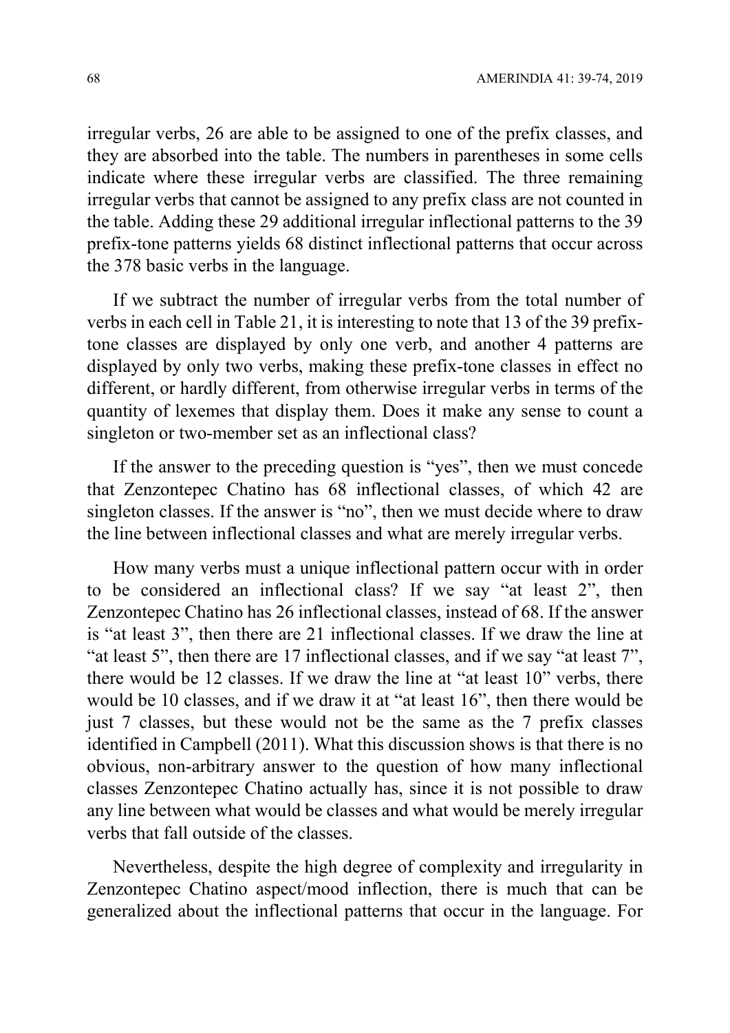irregular verbs, 26 are able to be assigned to one of the prefix classes, and they are absorbed into the table. The numbers in parentheses in some cells indicate where these irregular verbs are classified. The three remaining irregular verbs that cannot be assigned to any prefix class are not counted in the table. Adding these 29 additional irregular inflectional patterns to the 39 prefix-tone patterns yields 68 distinct inflectional patterns that occur across the 378 basic verbs in the language.

If we subtract the number of irregular verbs from the total number of verbs in each cell in Table 21, it is interesting to note that 13 of the 39 prefix-tone classes are displayed by only one verb, and another 4 patterns are displayed by only two verbs, making these prefix-tone classes in effect no different, or hardly different, from otherwise irregular verbs in terms of the quantity of lexemes that display them. Does it make any sense to count a singleton or two-member set as an inflectional class?

If the answer to the preceding question is "yes", then we must concede that Zenzontepec Chatino has 68 inflectional classes, of which 42 are singleton classes. If the answer is "no", then we must decide where to draw the line between inflectional classes and what are merely irregular verbs.

How many verbs must a unique inflectional pattern occur with in order to be considered an inflectional class? If we say "at least 2", then Zenzontepec Chatino has 26 inflectional classes, instead of 68. If the answer is "at least 3", then there are 21 inflectional classes. If we draw the line at "at least 5", then there are 17 inflectional classes, and if we say "at least 7", there would be 12 classes. If we draw the line at "at least 10" verbs, there would be 10 classes, and if we draw it at "at least 16", then there would be just 7 classes, but these would not be the same as the 7 prefix classes identified in Campbell (2011). What this discussion shows is that there is no obvious, non-arbitrary answer to the question of how many inflectional classes Zenzontepec Chatino actually has, since it is not possible to draw any line between what would be classes and what would be merely irregular verbs that fall outside of the classes.

Nevertheless, despite the high degree of complexity and irregularity in Zenzontepec Chatino aspect/mood inflection, there is much that can be generalized about the inflectional patterns that occur in the language. For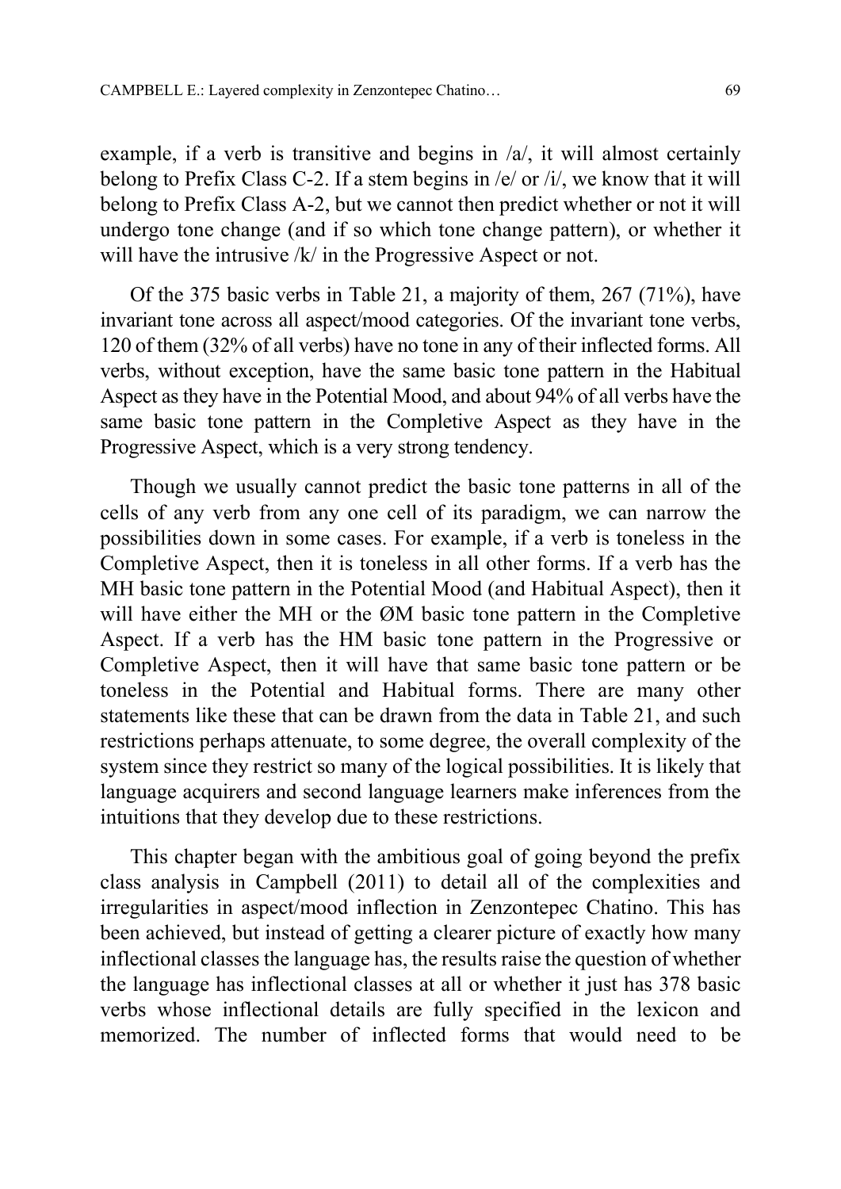example, if a verb is transitive and begins in /a/, it will almost certainly belong to Prefix Class C-2. If a stem begins in /e/ or /i/, we know that it will belong to Prefix Class A-2, but we cannot then predict whether or not it will undergo tone change (and if so which tone change pattern), or whether it will have the intrusive /k/ in the Progressive Aspect or not.

Of the 375 basic verbs in Table 21, a majority of them, 267 (71%), have invariant tone across all aspect/mood categories. Of the invariant tone verbs, 120 of them (32% of all verbs) have no tone in any of their inflected forms. All verbs, without exception, have the same basic tone pattern in the Habitual Aspect as they have in the Potential Mood, and about 94% of all verbs have the same basic tone pattern in the Completive Aspect as they have in the Progressive Aspect, which is a very strong tendency.

Though we usually cannot predict the basic tone patterns in all of the cells of any verb from any one cell of its paradigm, we can narrow the possibilities down in some cases. For example, if a verb is toneless in the Completive Aspect, then it is toneless in all other forms. If a verb has the MH basic tone pattern in the Potential Mood (and Habitual Aspect), then it will have either the MH or the ØM basic tone pattern in the Completive Aspect. If a verb has the HM basic tone pattern in the Progressive or Completive Aspect, then it will have that same basic tone pattern or be toneless in the Potential and Habitual forms. There are many other statements like these that can be drawn from the data in Table 21, and such restrictions perhaps attenuate, to some degree, the overall complexity of the system since they restrict so many of the logical possibilities. It is likely that language acquirers and second language learners make inferences from the intuitions that they develop due to these restrictions.

This chapter began with the ambitious goal of going beyond the prefix class analysis in Campbell (2011) to detail all of the complexities and irregularities in aspect/mood inflection in Zenzontepec Chatino. This has been achieved, but instead of getting a clearer picture of exactly how many inflectional classes the language has, the results raise the question of whether the language has inflectional classes at all or whether it just has 378 basic verbs whose inflectional details are fully specified in the lexicon and memorized. The number of inflected forms that would need to be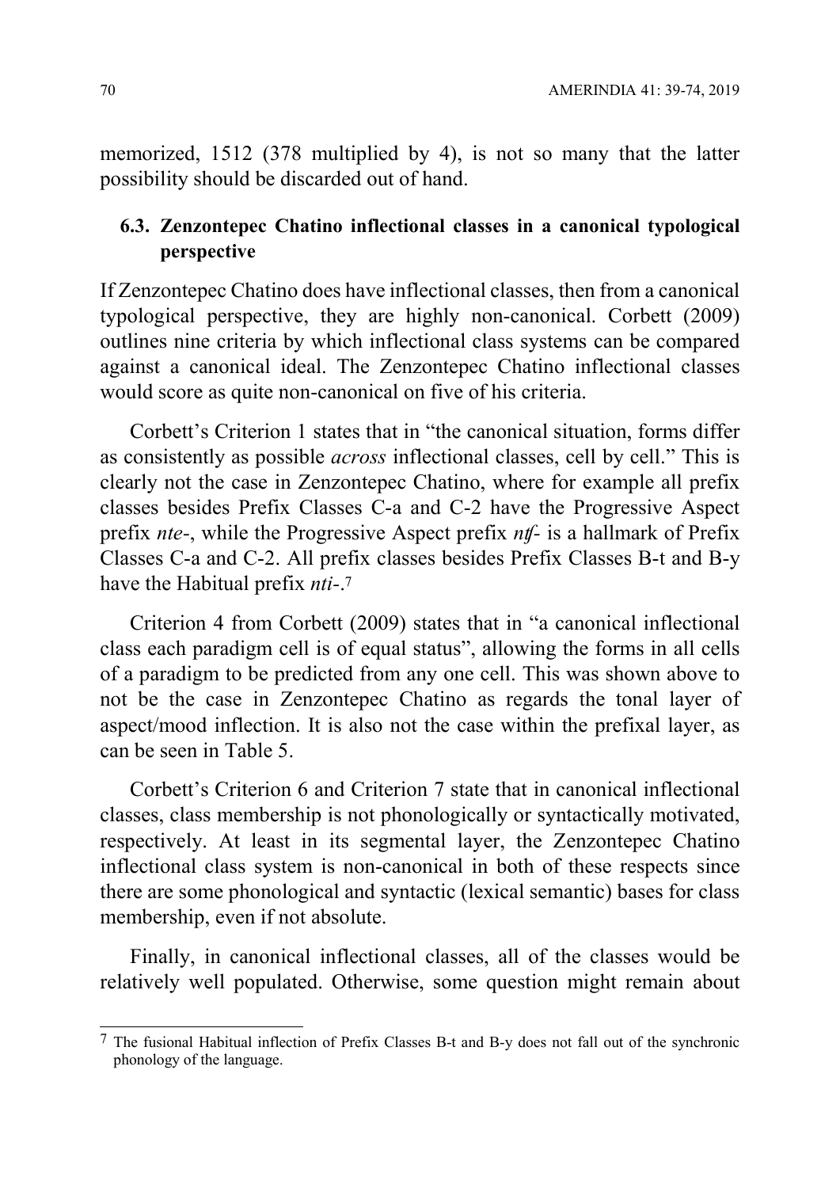memorized, 1512 (378 multiplied by 4), is not so many that the latter possibility should be discarded out of hand.

### 6.3. Zenzontepec Chatino inflectional classes in a canonical typological perspective

If Zenzontepec Chatino does have inflectional classes, then from a canonical typological perspective, they are highly non-canonical. Corbett (2009) outlines nine criteria by which inflectional class systems can be compared against a canonical ideal. The Zenzontepec Chatino inflectional classes would score as quite non-canonical on five of his criteria.

Corbett's Criterion 1 states that in "the canonical situation, forms differ as consistently as possible *across* inflectional classes, cell by cell." This is clearly not the case in Zenzontepec Chatino, where for example all prefix classes besides Prefix Classes C-a and C-2 have the Progressive Aspect prefix *nte-*, while the Progressive Aspect prefix *nʧ-* is a hallmark of Prefix Classes C-a and C-2. All prefix classes besides Prefix Classes B-t and B-y have the Habitual prefix *nti-*.[7]

Criterion 4 from Corbett (2009) states that in "a canonical inflectional class each paradigm cell is of equal status", allowing the forms in all cells of a paradigm to be predicted from any one cell. This was shown above to not be the case in Zenzontepec Chatino as regards the tonal layer of aspect/mood inflection. It is also not the case within the prefixal layer, as can be seen in Table 5.

Corbett's Criterion 6 and Criterion 7 state that in canonical inflectional classes, class membership is not phonologically or syntactically motivated, respectively. At least in its segmental layer, the Zenzontepec Chatino inflectional class system is non-canonical in both of these respects since there are some phonological and syntactic (lexical semantic) bases for class membership, even if not absolute.

Finally, in canonical inflectional classes, all of the classes would be relatively well populated. Otherwise, some question might remain about

[7] The fusional Habitual inflection of Prefix Classes B-t and B-y does not fall out of the synchronic phonology of the language.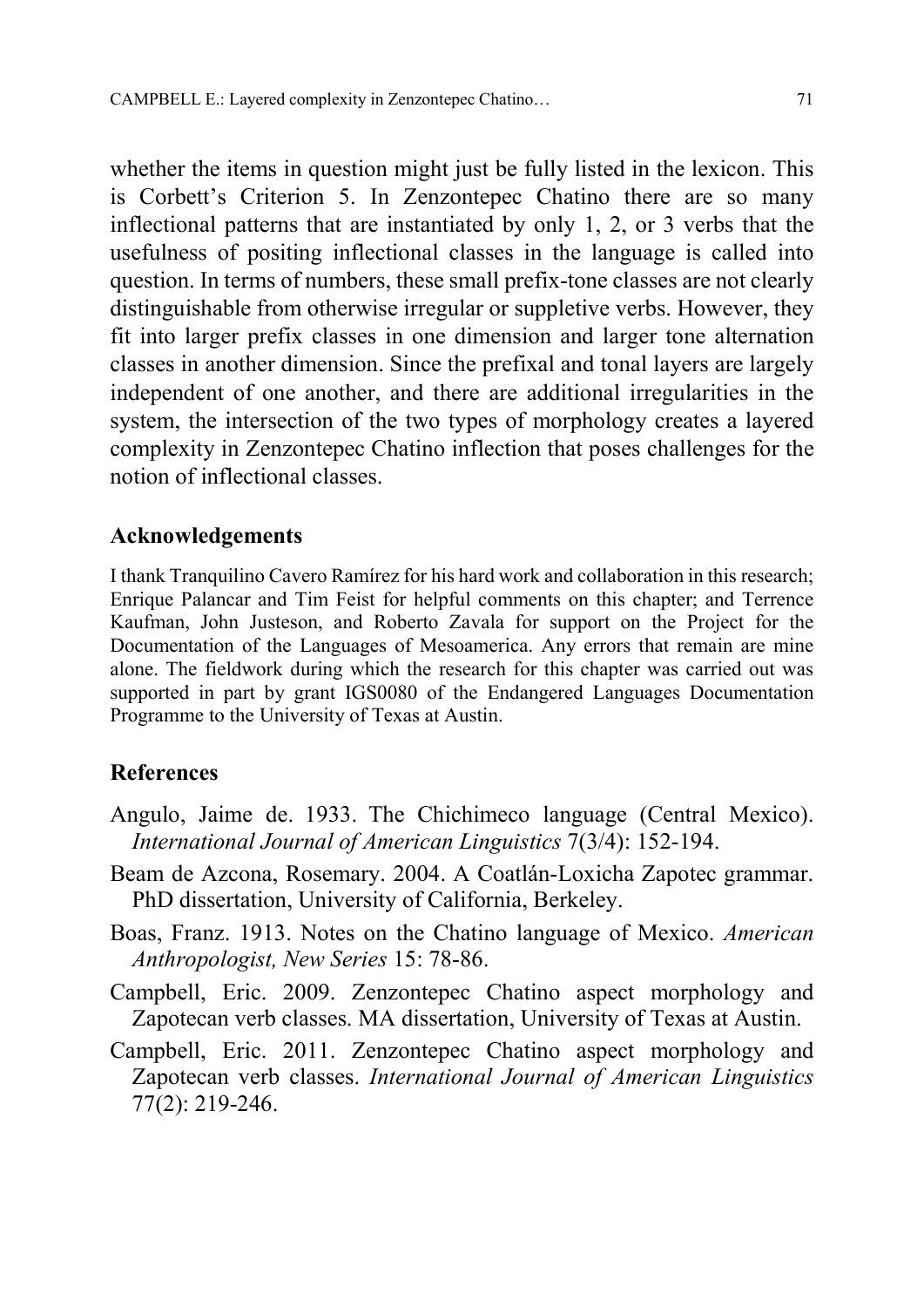whether the items in question might just be fully listed in the lexicon. This is Corbett's Criterion 5. In Zenzontepec Chatino there are so many inflectional patterns that are instantiated by only 1, 2, or 3 verbs that the usefulness of positing inflectional classes in the language is called into question. In terms of numbers, these small prefix-tone classes are not clearly distinguishable from otherwise irregular or suppletive verbs. However, they fit into larger prefix classes in one dimension and larger tone alternation classes in another dimension. Since the prefixal and tonal layers are largely independent of one another, and there are additional irregularities in the system, the intersection of the two types of morphology creates a layered complexity in Zenzontepec Chatino inflection that poses challenges for the notion of inflectional classes.

## Acknowledgements

I thank Tranquilino Cavero Ramírez for his hard work and collaboration in this research; Enrique Palancar and Tim Feist for helpful comments on this chapter; and Terrence Kaufman, John Justeson, and Roberto Zavala for support on the Project for the Documentation of the Languages of Mesoamerica. Any errors that remain are mine alone. The fieldwork during which the research for this chapter was carried out was supported in part by grant IGS0080 of the Endangered Languages Documentation Programme to the University of Texas at Austin.

## References

Angulo, Jaime de. 1933. The Chichimeco language (Central Mexico). *International Journal of American Linguistics* 7(3/4): 152-194.

Beam de Azcona, Rosemary. 2004. A Coatlán-Loxicha Zapotec grammar. PhD dissertation, University of California, Berkeley.

Boas, Franz. 1913. Notes on the Chatino language of Mexico. *American Anthropologist, New Series* 15: 78-86.

Campbell, Eric. 2009. Zenzontepec Chatino aspect morphology and Zapotecan verb classes. MA dissertation, University of Texas at Austin.

Campbell, Eric. 2011. Zenzontepec Chatino aspect morphology and Zapotecan verb classes. *International Journal of American Linguistics* 77(2): 219-246.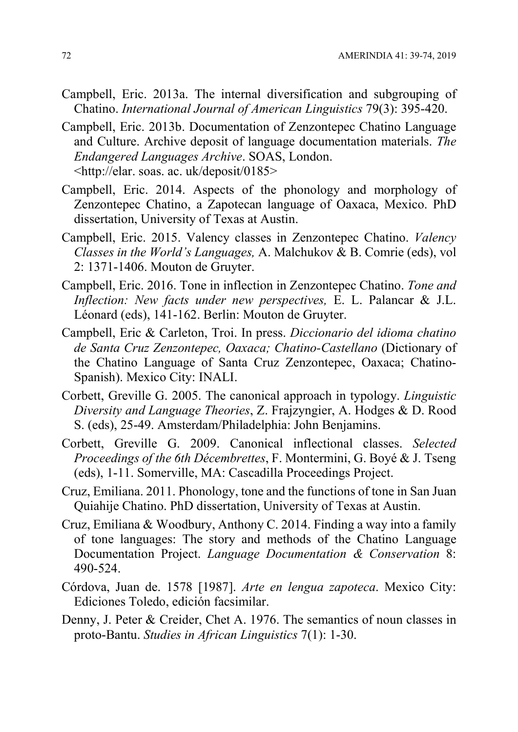Campbell, Eric. 2013a. The internal diversification and subgrouping of Chatino. *International Journal of American Linguistics* 79(3): 395-420.

Campbell, Eric. 2013b. Documentation of Zenzontepec Chatino Language and Culture. Archive deposit of language documentation materials. *The Endangered Languages Archive*. SOAS, London. <http://elar. soas. ac. uk/deposit/0185>

Campbell, Eric. 2014. Aspects of the phonology and morphology of Zenzontepec Chatino, a Zapotecan language of Oaxaca, Mexico. PhD dissertation, University of Texas at Austin.

Campbell, Eric. 2015. Valency classes in Zenzontepec Chatino. *Valency Classes in the World's Languages,* A. Malchukov & B. Comrie (eds), vol 2: 1371-1406. Mouton de Gruyter.

Campbell, Eric. 2016. Tone in inflection in Zenzontepec Chatino. *Tone and Inflection: New facts under new perspectives,* E. L. Palancar & J.L. Léonard (eds), 141-162. Berlin: Mouton de Gruyter.

Campbell, Eric & Carleton, Troi. In press. *Diccionario del idioma chatino de Santa Cruz Zenzontepec, Oaxaca; Chatino-Castellano* (Dictionary of the Chatino Language of Santa Cruz Zenzontepec, Oaxaca; Chatino-Spanish). Mexico City: INALI.

Corbett, Greville G. 2005. The canonical approach in typology. *Linguistic Diversity and Language Theories*, Z. Frajzyngier, A. Hodges & D. Rood S. (eds), 25-49. Amsterdam/Philadelphia: John Benjamins.

Corbett, Greville G. 2009. Canonical inflectional classes. *Selected Proceedings of the 6th Décembrettes*, F. Montermini, G. Boyé & J. Tseng (eds), 1-11. Somerville, MA: Cascadilla Proceedings Project.

Cruz, Emiliana. 2011. Phonology, tone and the functions of tone in San Juan Quiahije Chatino. PhD dissertation, University of Texas at Austin.

Cruz, Emiliana & Woodbury, Anthony C. 2014. Finding a way into a family of tone languages: The story and methods of the Chatino Language Documentation Project. *Language Documentation & Conservation* 8: 490-524.

Córdova, Juan de. 1578 [1987]. *Arte en lengua zapoteca*. Mexico City: Ediciones Toledo, edición facsimilar.

Denny, J. Peter & Creider, Chet A. 1976. The semantics of noun classes in proto-Bantu. *Studies in African Linguistics* 7(1): 1-30.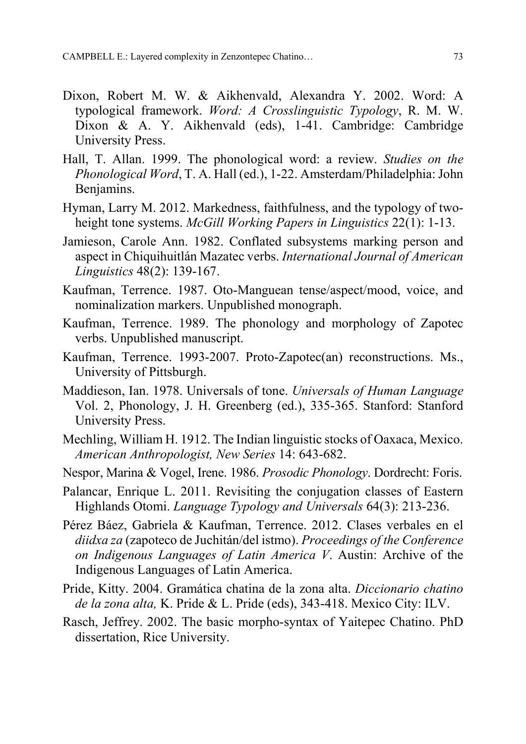Dixon, Robert M. W. & Aikhenvald, Alexandra Y. 2002. Word: A typological framework. *Word: A Crosslinguistic Typology*, R. M. W. Dixon & A. Y. Aikhenvald (eds), 1-41. Cambridge: Cambridge University Press.

Hall, T. Allan. 1999. The phonological word: a review. *Studies on the Phonological Word*, T. A. Hall (ed.), 1-22. Amsterdam/Philadelphia: John Benjamins.

Hyman, Larry M. 2012. Markedness, faithfulness, and the typology of two-height tone systems. *McGill Working Papers in Linguistics* 22(1): 1-13.

Jamieson, Carole Ann. 1982. Conflated subsystems marking person and aspect in Chiquihuitlán Mazatec verbs. *International Journal of American Linguistics* 48(2): 139-167.

Kaufman, Terrence. 1987. Oto-Manguean tense/aspect/mood, voice, and nominalization markers. Unpublished monograph.

Kaufman, Terrence. 1989. The phonology and morphology of Zapotec verbs. Unpublished manuscript.

Kaufman, Terrence. 1993-2007. Proto-Zapotec(an) reconstructions. Ms., University of Pittsburgh.

Maddieson, Ian. 1978. Universals of tone. *Universals of Human Language* Vol. 2, Phonology, J. H. Greenberg (ed.), 335-365. Stanford: Stanford University Press.

Mechling, William H. 1912. The Indian linguistic stocks of Oaxaca, Mexico. *American Anthropologist, New Series* 14: 643-682.

Nespor, Marina & Vogel, Irene. 1986. *Prosodic Phonology*. Dordrecht: Foris.

Palancar, Enrique L. 2011. Revisiting the conjugation classes of Eastern Highlands Otomi. *Language Typology and Universals* 64(3): 213-236.

Pérez Báez, Gabriela & Kaufman, Terrence. 2012. Clases verbales en el *diidxa za* (zapoteco de Juchitán/del istmo). *Proceedings of the Conference on Indigenous Languages of Latin America V*. Austin: Archive of the Indigenous Languages of Latin America.

Pride, Kitty. 2004. Gramática chatina de la zona alta. *Diccionario chatino de la zona alta,* K. Pride & L. Pride (eds), 343-418. Mexico City: ILV.

Rasch, Jeffrey. 2002. The basic morpho-syntax of Yaitepec Chatino. PhD dissertation, Rice University.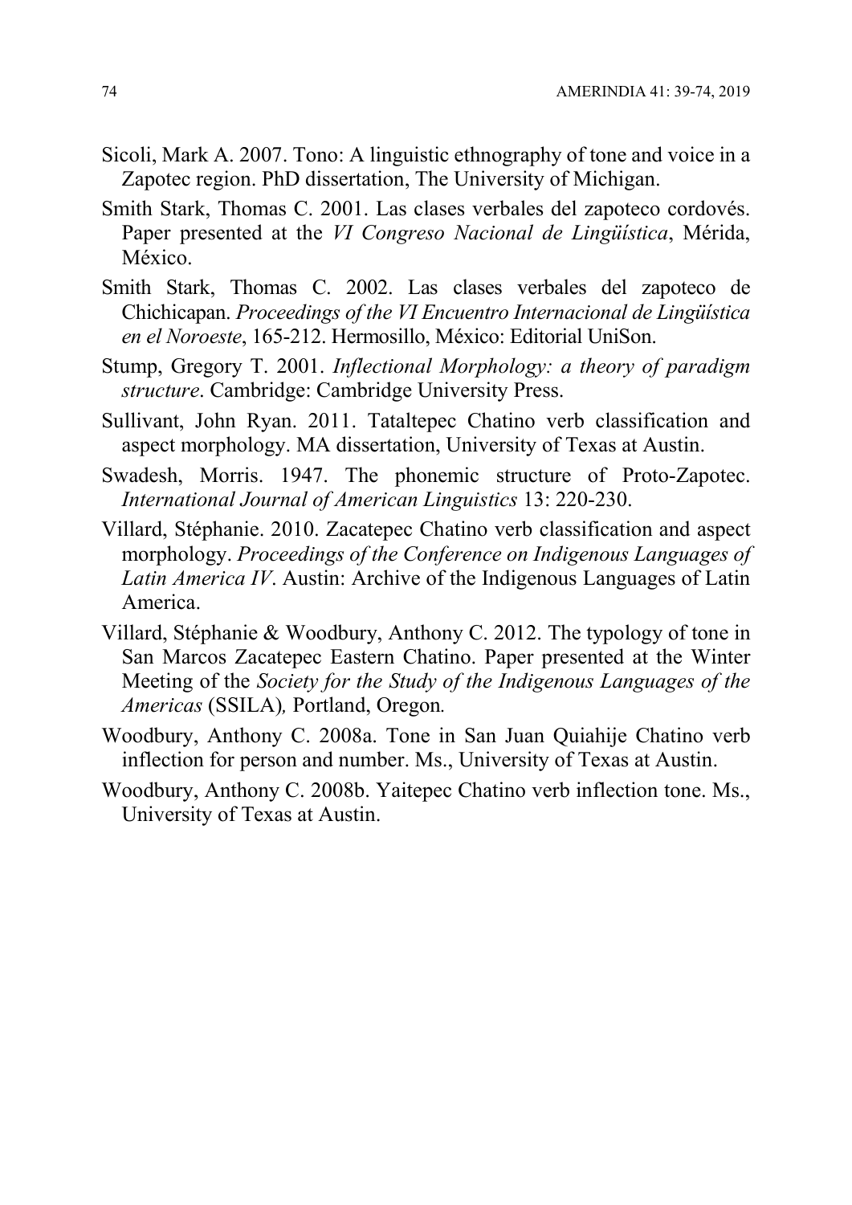Sicoli, Mark A. 2007. Tono: A linguistic ethnography of tone and voice in a Zapotec region. PhD dissertation, The University of Michigan.

Smith Stark, Thomas C. 2001. Las clases verbales del zapoteco cordovés. Paper presented at the *VI Congreso Nacional de Lingüística*, Mérida, México.

Smith Stark, Thomas C. 2002. Las clases verbales del zapoteco de Chichicapan. *Proceedings of the VI Encuentro Internacional de Lingüística en el Noroeste*, 165-212. Hermosillo, México: Editorial UniSon.

Stump, Gregory T. 2001. *Inflectional Morphology: a theory of paradigm structure*. Cambridge: Cambridge University Press.

Sullivant, John Ryan. 2011. Tataltepec Chatino verb classification and aspect morphology. MA dissertation, University of Texas at Austin.

Swadesh, Morris. 1947. The phonemic structure of Proto-Zapotec. *International Journal of American Linguistics* 13: 220-230.

Villard, Stéphanie. 2010. Zacatepec Chatino verb classification and aspect morphology. *Proceedings of the Conference on Indigenous Languages of Latin America IV*. Austin: Archive of the Indigenous Languages of Latin America.

Villard, Stéphanie & Woodbury, Anthony C. 2012. The typology of tone in San Marcos Zacatepec Eastern Chatino. Paper presented at the Winter Meeting of the *Society for the Study of the Indigenous Languages of the Americas* (SSILA)*,* Portland, Oregon*.*

Woodbury, Anthony C. 2008a. Tone in San Juan Quiahije Chatino verb inflection for person and number. Ms., University of Texas at Austin.

Woodbury, Anthony C. 2008b. Yaitepec Chatino verb inflection tone. Ms., University of Texas at Austin.